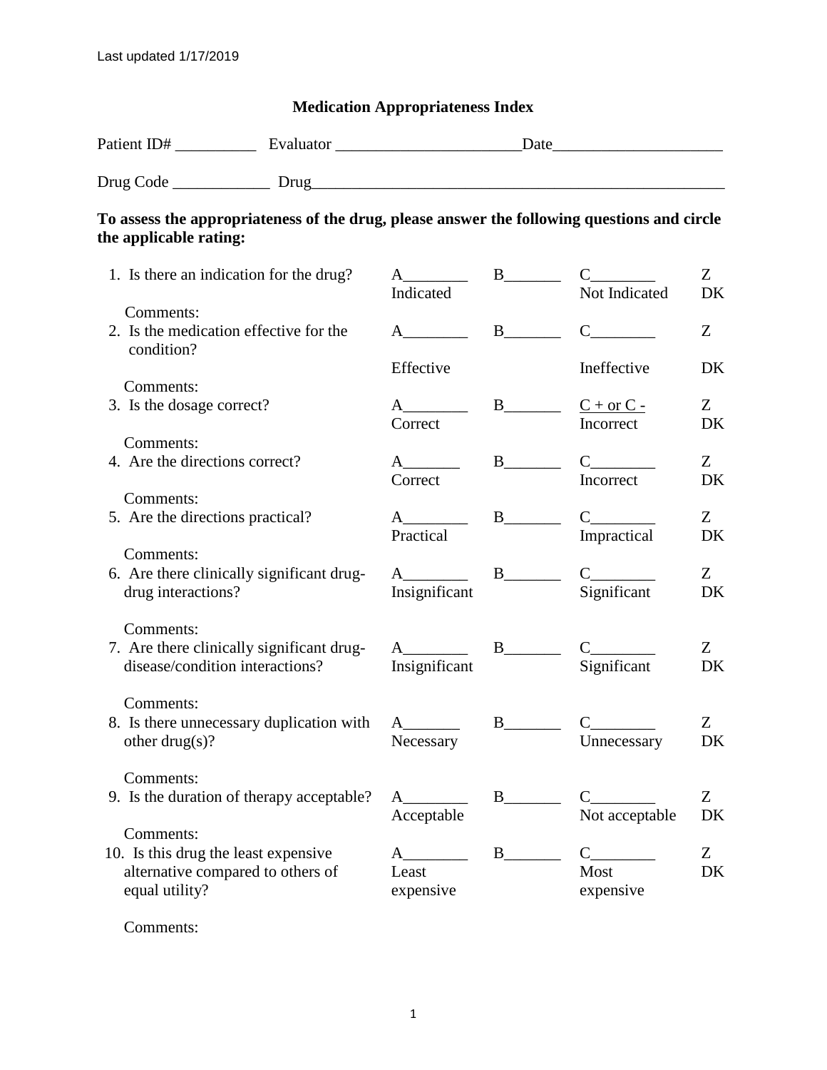Last updated 1/17/2019

# Medication Appropriateness Index

Patient ID# __________ Evaluator _______________________Date_____________________

Drug Code ____________ Drug_____________________________________________________

**To assess the appropriateness of the drug, please answer the following questions and circle the applicable rating:**

| Question | A | B | C | Z |
|---|---|---|---|---|
| 1. Is there an indication for the drug? | A________ Indicated | B_______ | C________ Not Indicated | Z DK |
| Comments: | | | | |
| 2. Is the medication effective for the condition? | A________ Effective | B_______ | C________ Ineffective | Z DK |
| Comments: | | | | |
| 3. Is the dosage correct? | A________ Correct | B_______ | C + or C - Incorrect | Z DK |
| Comments: | | | | |
| 4. Are the directions correct? | A_______ Correct | B_______ | C________ Incorrect | Z DK |
| Comments: | | | | |
| 5. Are the directions practical? | A________ Practical | B_______ | C________ Impractical | Z DK |
| Comments: | | | | |
| 6. Are there clinically significant drug-drug interactions? | A________ Insignificant | B_______ | C________ Significant | Z DK |
| Comments: | | | | |
| 7. Are there clinically significant drug-disease/condition interactions? | A________ Insignificant | B_______ | C________ Significant | Z DK |
| Comments: | | | | |
| 8. Is there unnecessary duplication with other drug(s)? | A_______ Necessary | B_______ | C________ Unnecessary | Z DK |
| Comments: | | | | |
| 9. Is the duration of therapy acceptable? | A________ Acceptable | B_______ | C________ Not acceptable | Z DK |
| Comments: | | | | |
| 10. Is this drug the least expensive alternative compared to others of equal utility? | A________ Least expensive | B_______ | C________ Most expensive | Z DK |
| Comments: | | | | |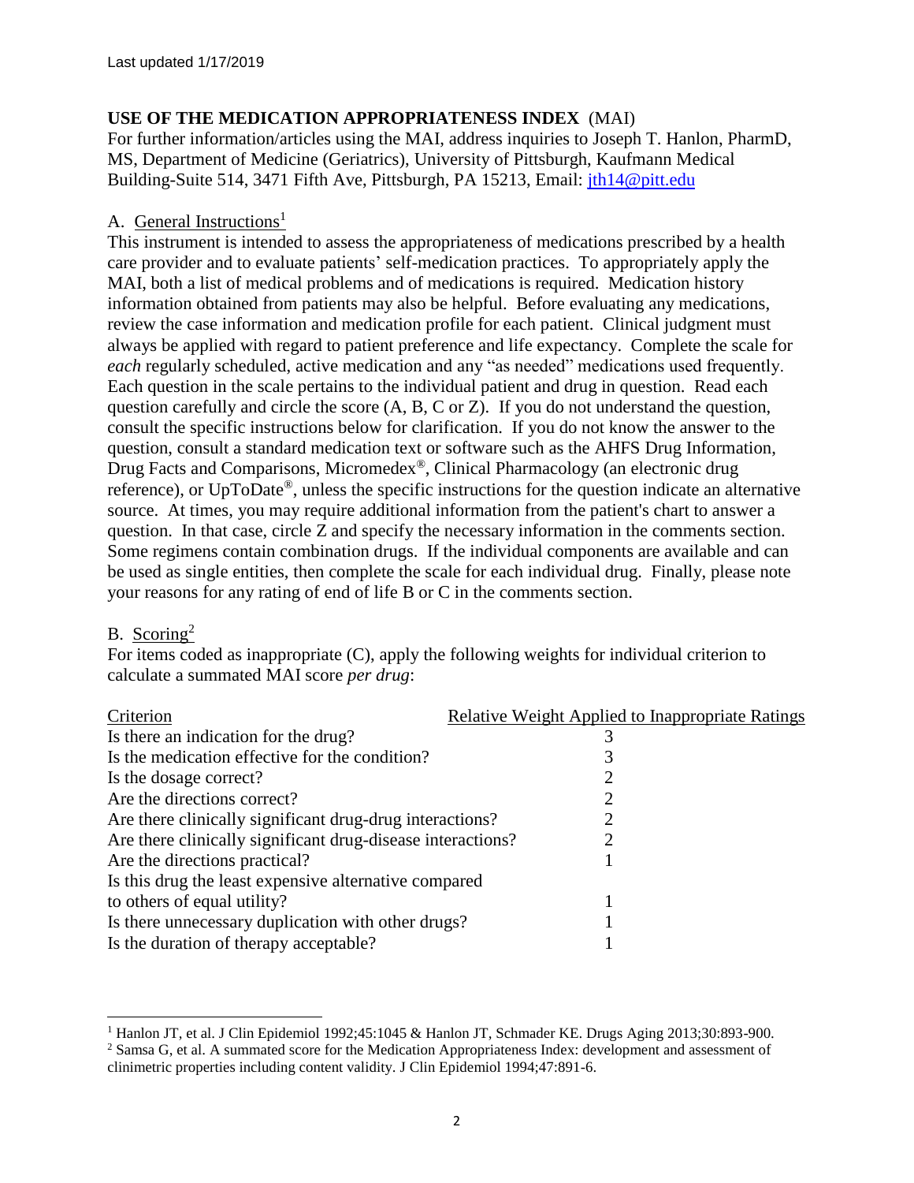Last updated 1/17/2019

## USE OF THE MEDICATION APPROPRIATENESS INDEX (MAI)

For further information/articles using the MAI, address inquiries to Joseph T. Hanlon, PharmD, MS, Department of Medicine (Geriatrics), University of Pittsburgh, Kaufmann Medical Building-Suite 514, 3471 Fifth Ave, Pittsburgh, PA 15213, Email: jth14@pitt.edu

### A. General Instructions[1]

This instrument is intended to assess the appropriateness of medications prescribed by a health care provider and to evaluate patients' self-medication practices. To appropriately apply the MAI, both a list of medical problems and of medications is required. Medication history information obtained from patients may also be helpful. Before evaluating any medications, review the case information and medication profile for each patient. Clinical judgment must always be applied with regard to patient preference and life expectancy. Complete the scale for *each* regularly scheduled, active medication and any "as needed" medications used frequently. Each question in the scale pertains to the individual patient and drug in question. Read each question carefully and circle the score (A, B, C or Z). If you do not understand the question, consult the specific instructions below for clarification. If you do not know the answer to the question, consult a standard medication text or software such as the AHFS Drug Information, Drug Facts and Comparisons, Micromedex®, Clinical Pharmacology (an electronic drug reference), or UpToDate®, unless the specific instructions for the question indicate an alternative source. At times, you may require additional information from the patient's chart to answer a question. In that case, circle Z and specify the necessary information in the comments section. Some regimens contain combination drugs. If the individual components are available and can be used as single entities, then complete the scale for each individual drug. Finally, please note your reasons for any rating of end of life B or C in the comments section.

### B. Scoring[2]

For items coded as inappropriate (C), apply the following weights for individual criterion to calculate a summated MAI score *per drug*:

| Criterion | Relative Weight Applied to Inappropriate Ratings |
|---|---|
| Is there an indication for the drug? | 3 |
| Is the medication effective for the condition? | 3 |
| Is the dosage correct? | 2 |
| Are the directions correct? | 2 |
| Are there clinically significant drug-drug interactions? | 2 |
| Are there clinically significant drug-disease interactions? | 2 |
| Are the directions practical? | 1 |
| Is this drug the least expensive alternative compared to others of equal utility? | 1 |
| Is there unnecessary duplication with other drugs? | 1 |
| Is the duration of therapy acceptable? | 1 |

[1] Hanlon JT, et al. J Clin Epidemiol 1992;45:1045 & Hanlon JT, Schmader KE. Drugs Aging 2013;30:893-900.

[2] Samsa G, et al. A summated score for the Medication Appropriateness Index: development and assessment of clinimetric properties including content validity. J Clin Epidemiol 1994;47:891-6.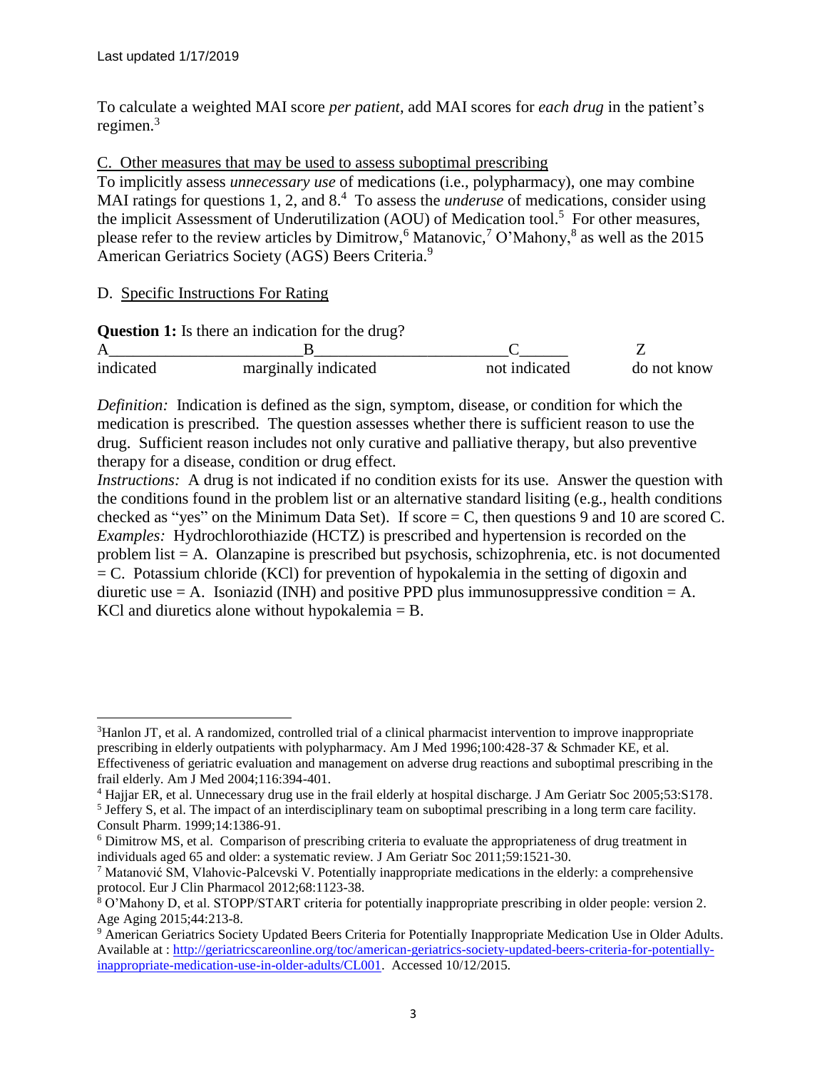Last updated 1/17/2019

To calculate a weighted MAI score *per patient*, add MAI scores for *each drug* in the patient's regimen.[3]

C. Other measures that may be used to assess suboptimal prescribing

To implicitly assess *unnecessary use* of medications (i.e., polypharmacy), one may combine MAI ratings for questions 1, 2, and 8.[4] To assess the *underuse* of medications, consider using the implicit Assessment of Underutilization (AOU) of Medication tool.[5] For other measures, please refer to the review articles by Dimitrow,[6] Matanovic,[7] O'Mahony,[8] as well as the 2015 American Geriatrics Society (AGS) Beers Criteria.[9]

D. Specific Instructions For Rating

**Question 1:** Is there an indication for the drug?

| A | B | C | Z |
|---|---|---|---|
| indicated | marginally indicated | not indicated | do not know |

*Definition:* Indication is defined as the sign, symptom, disease, or condition for which the medication is prescribed. The question assesses whether there is sufficient reason to use the drug. Sufficient reason includes not only curative and palliative therapy, but also preventive therapy for a disease, condition or drug effect.

*Instructions:* A drug is not indicated if no condition exists for its use. Answer the question with the conditions found in the problem list or an alternative standard lisiting (e.g., health conditions checked as "yes" on the Minimum Data Set). If score = C, then questions 9 and 10 are scored C.

*Examples:* Hydrochlorothiazide (HCTZ) is prescribed and hypertension is recorded on the problem list = A. Olanzapine is prescribed but psychosis, schizophrenia, etc. is not documented = C. Potassium chloride (KCl) for prevention of hypokalemia in the setting of digoxin and diuretic use = A. Isoniazid (INH) and positive PPD plus immunosuppressive condition = A. KCl and diuretics alone without hypokalemia = B.

---

[3] Hanlon JT, et al. A randomized, controlled trial of a clinical pharmacist intervention to improve inappropriate prescribing in elderly outpatients with polypharmacy. Am J Med 1996;100:428-37 & Schmader KE, et al. Effectiveness of geriatric evaluation and management on adverse drug reactions and suboptimal prescribing in the frail elderly. Am J Med 2004;116:394-401.

[4] Hajjar ER, et al. Unnecessary drug use in the frail elderly at hospital discharge. J Am Geriatr Soc 2005;53:S178.

[5] Jeffery S, et al. The impact of an interdisciplinary team on suboptimal prescribing in a long term care facility. Consult Pharm. 1999;14:1386-91.

[6] Dimitrow MS, et al. Comparison of prescribing criteria to evaluate the appropriateness of drug treatment in individuals aged 65 and older: a systematic review. J Am Geriatr Soc 2011;59:1521-30.

[7] Matanović SM, Vlahovic-Palcevski V. Potentially inappropriate medications in the elderly: a comprehensive protocol. Eur J Clin Pharmacol 2012;68:1123-38.

[8] O'Mahony D, et al. STOPP/START criteria for potentially inappropriate prescribing in older people: version 2. Age Aging 2015;44:213-8.

[9] American Geriatrics Society Updated Beers Criteria for Potentially Inappropriate Medication Use in Older Adults. Available at : http://geriatricscareonline.org/toc/american-geriatrics-society-updated-beers-criteria-for-potentially-inappropriate-medication-use-in-older-adults/CL001. Accessed 10/12/2015.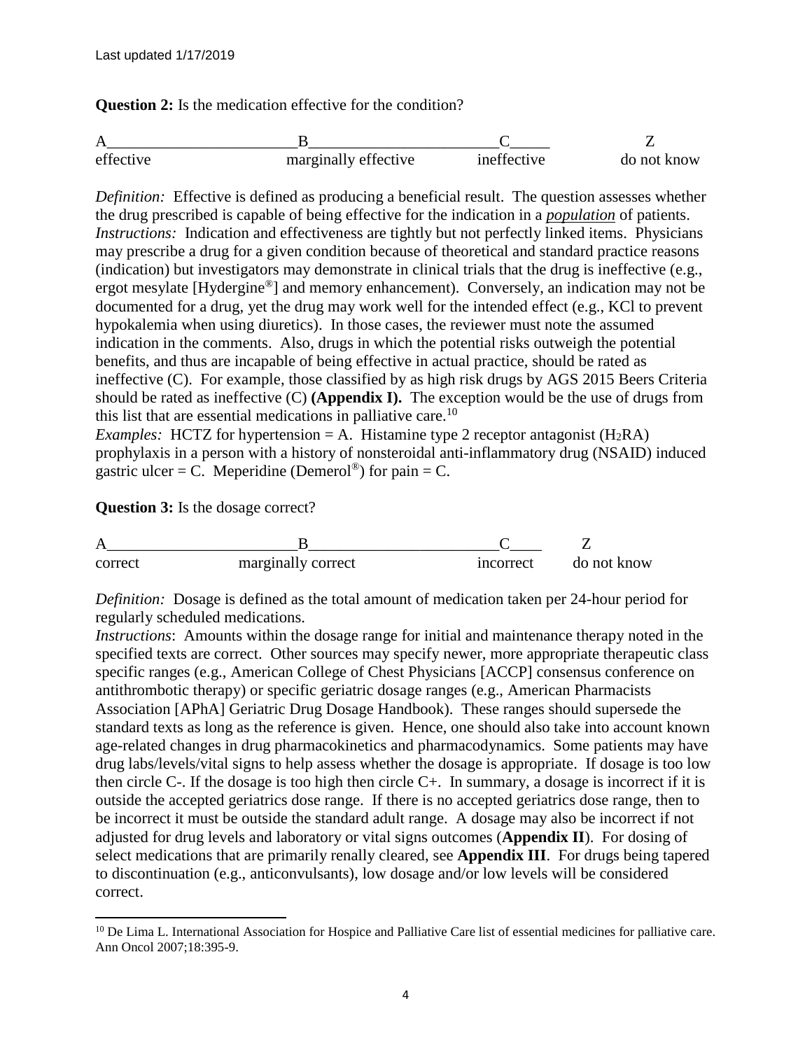**Question 2:** Is the medication effective for the condition?

| A | B | C | Z |
|---|---|---|---|
| effective | marginally effective | ineffective | do not know |

*Definition:* Effective is defined as producing a beneficial result. The question assesses whether the drug prescribed is capable of being effective for the indication in a ***population*** of patients. *Instructions:* Indication and effectiveness are tightly but not perfectly linked items. Physicians may prescribe a drug for a given condition because of theoretical and standard practice reasons (indication) but investigators may demonstrate in clinical trials that the drug is ineffective (e.g., ergot mesylate [Hydergine®] and memory enhancement). Conversely, an indication may not be documented for a drug, yet the drug may work well for the intended effect (e.g., KCl to prevent hypokalemia when using diuretics). In those cases, the reviewer must note the assumed indication in the comments. Also, drugs in which the potential risks outweigh the potential benefits, and thus are incapable of being effective in actual practice, should be rated as ineffective (C). For example, those classified by as high risk drugs by AGS 2015 Beers Criteria should be rated as ineffective (C) **(Appendix I).** The exception would be the use of drugs from this list that are essential medications in palliative care.[10]
*Examples:* HCTZ for hypertension = A. Histamine type 2 receptor antagonist ($H_2RA$) prophylaxis in a person with a history of nonsteroidal anti-inflammatory drug (NSAID) induced gastric ulcer = C. Meperidine (Demerol®) for pain = C.

**Question 3:** Is the dosage correct?

| A | B | C | Z |
|---|---|---|---|
| correct | marginally correct | incorrect | do not know |

*Definition:* Dosage is defined as the total amount of medication taken per 24-hour period for regularly scheduled medications.
*Instructions*: Amounts within the dosage range for initial and maintenance therapy noted in the specified texts are correct. Other sources may specify newer, more appropriate therapeutic class specific ranges (e.g., American College of Chest Physicians [ACCP] consensus conference on antithrombotic therapy) or specific geriatric dosage ranges (e.g., American Pharmacists Association [APhA] Geriatric Drug Dosage Handbook). These ranges should supersede the standard texts as long as the reference is given. Hence, one should also take into account known age-related changes in drug pharmacokinetics and pharmacodynamics. Some patients may have drug labs/levels/vital signs to help assess whether the dosage is appropriate. If dosage is too low then circle C-. If the dosage is too high then circle C+. In summary, a dosage is incorrect if it is outside the accepted geriatrics dose range. If there is no accepted geriatrics dose range, then to be incorrect it must be outside the standard adult range. A dosage may also be incorrect if not adjusted for drug levels and laboratory or vital signs outcomes (**Appendix II**). For dosing of select medications that are primarily renally cleared, see **Appendix III**. For drugs being tapered to discontinuation (e.g., anticonvulsants), low dosage and/or low levels will be considered correct.

---

[10] De Lima L. International Association for Hospice and Palliative Care list of essential medicines for palliative care. Ann Oncol 2007;18:395-9.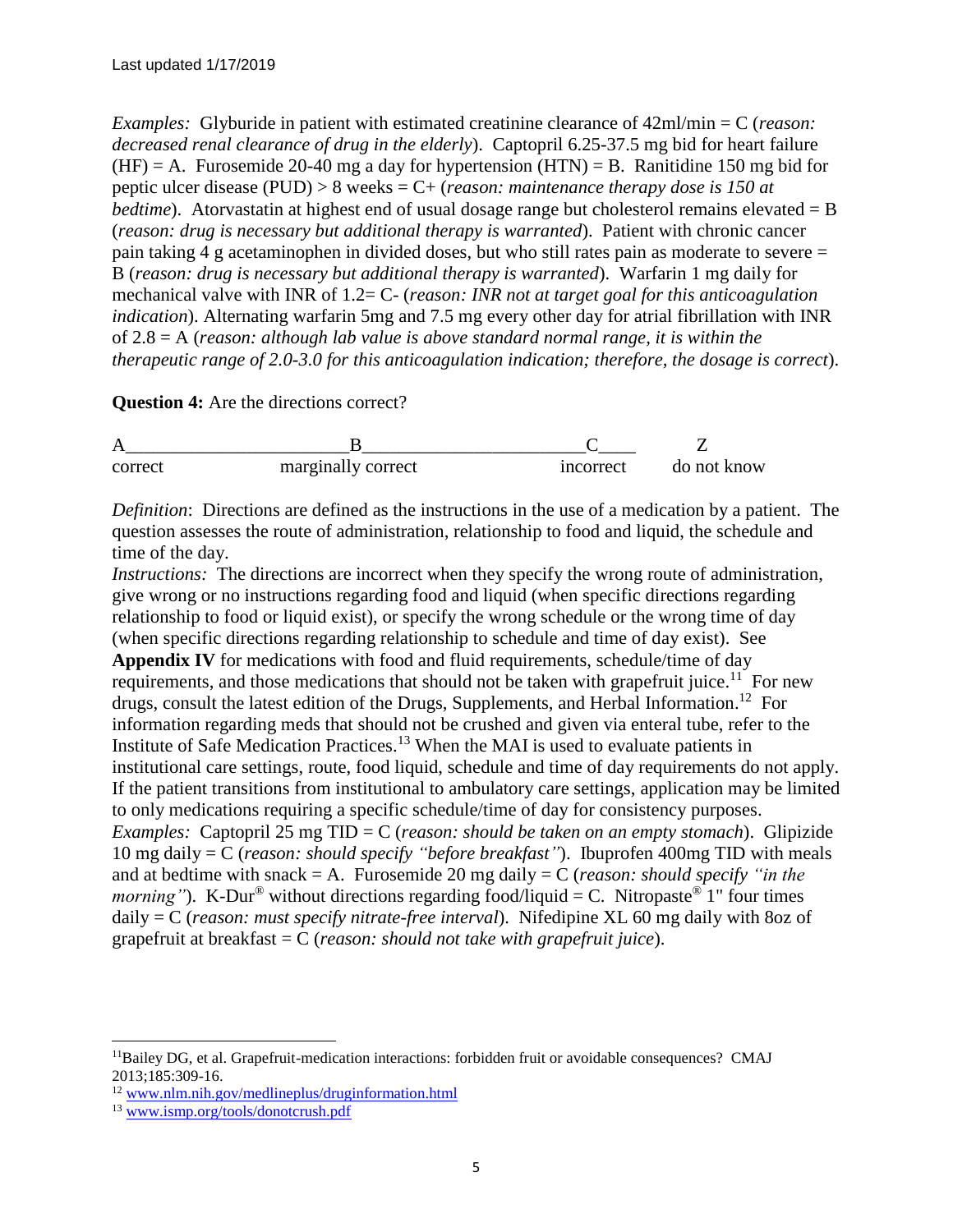*Examples:* Glyburide in patient with estimated creatinine clearance of 42ml/min = C (*reason: decreased renal clearance of drug in the elderly*). Captopril 6.25-37.5 mg bid for heart failure (HF) = A. Furosemide 20-40 mg a day for hypertension (HTN) = B. Ranitidine 150 mg bid for peptic ulcer disease (PUD) > 8 weeks = C+ (*reason: maintenance therapy dose is 150 at bedtime*). Atorvastatin at highest end of usual dosage range but cholesterol remains elevated = B (*reason: drug is necessary but additional therapy is warranted*). Patient with chronic cancer pain taking 4 g acetaminophen in divided doses, but who still rates pain as moderate to severe = B (*reason: drug is necessary but additional therapy is warranted*). Warfarin 1 mg daily for mechanical valve with INR of 1.2= C- (*reason: INR not at target goal for this anticoagulation indication*). Alternating warfarin 5mg and 7.5 mg every other day for atrial fibrillation with INR of 2.8 = A (*reason: although lab value is above standard normal range, it is within the therapeutic range of 2.0-3.0 for this anticoagulation indication; therefore, the dosage is correct*).

**Question 4:** Are the directions correct?

| A | B | C | Z |
|---|---|---|---|
| correct | marginally correct | incorrect | do not know |

*Definition*: Directions are defined as the instructions in the use of a medication by a patient. The question assesses the route of administration, relationship to food and liquid, the schedule and time of the day.

*Instructions:* The directions are incorrect when they specify the wrong route of administration, give wrong or no instructions regarding food and liquid (when specific directions regarding relationship to food or liquid exist), or specify the wrong schedule or the wrong time of day (when specific directions regarding relationship to schedule and time of day exist). See **Appendix IV** for medications with food and fluid requirements, schedule/time of day requirements, and those medications that should not be taken with grapefruit juice.[11] For new drugs, consult the latest edition of the Drugs, Supplements, and Herbal Information.[12] For information regarding meds that should not be crushed and given via enteral tube, refer to the Institute of Safe Medication Practices.[13] When the MAI is used to evaluate patients in institutional care settings, route, food liquid, schedule and time of day requirements do not apply. If the patient transitions from institutional to ambulatory care settings, application may be limited to only medications requiring a specific schedule/time of day for consistency purposes.

*Examples:* Captopril 25 mg TID = C (*reason: should be taken on an empty stomach*). Glipizide 10 mg daily = C (*reason: should specify "before breakfast"*). Ibuprofen 400mg TID with meals and at bedtime with snack = A. Furosemide 20 mg daily = C (*reason: should specify "in the morning"*). K-Dur® without directions regarding food/liquid = C. Nitropaste® 1" four times daily = C (*reason: must specify nitrate-free interval*). Nifedipine XL 60 mg daily with 8oz of grapefruit at breakfast = C (*reason: should not take with grapefruit juice*).

---

[11] Bailey DG, et al. Grapefruit-medication interactions: forbidden fruit or avoidable consequences? CMAJ 2013;185:309-16.

[12] www.nlm.nih.gov/medlineplus/druginformation.html

[13] www.ismp.org/tools/donotcrush.pdf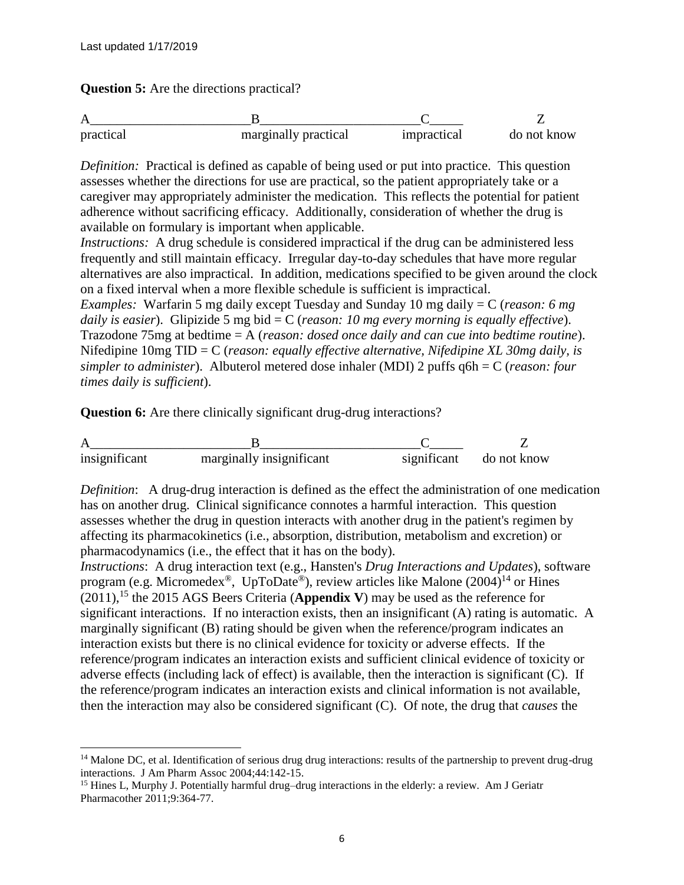**Question 5:** Are the directions practical?

| A | B | C | Z |
|---|---|---|---|
| practical | marginally practical | impractical | do not know |

*Definition:* Practical is defined as capable of being used or put into practice. This question assesses whether the directions for use are practical, so the patient appropriately take or a caregiver may appropriately administer the medication. This reflects the potential for patient adherence without sacrificing efficacy. Additionally, consideration of whether the drug is available on formulary is important when applicable.
*Instructions:* A drug schedule is considered impractical if the drug can be administered less frequently and still maintain efficacy. Irregular day-to-day schedules that have more regular alternatives are also impractical. In addition, medications specified to be given around the clock on a fixed interval when a more flexible schedule is sufficient is impractical.
*Examples:* Warfarin 5 mg daily except Tuesday and Sunday 10 mg daily = C (*reason: 6 mg daily is easier*). Glipizide 5 mg bid = C (*reason: 10 mg every morning is equally effective*). Trazodone 75mg at bedtime = A (*reason: dosed once daily and can cue into bedtime routine*). Nifedipine 10mg TID = C (*reason: equally effective alternative, Nifedipine XL 30mg daily, is simpler to administer*). Albuterol metered dose inhaler (MDI) 2 puffs q6h = C (*reason: four times daily is sufficient*).

**Question 6:** Are there clinically significant drug-drug interactions?

| A | B | C | Z |
|---|---|---|---|
| insignificant | marginally insignificant | significant | do not know |

*Definition*: A drug-drug interaction is defined as the effect the administration of one medication has on another drug. Clinical significance connotes a harmful interaction. This question assesses whether the drug in question interacts with another drug in the patient's regimen by affecting its pharmacokinetics (i.e., absorption, distribution, metabolism and excretion) or pharmacodynamics (i.e., the effect that it has on the body).
*Instructions*: A drug interaction text (e.g., Hansten's *Drug Interactions and Updates*), software program (e.g. Micromedex®, UpToDate®), review articles like Malone (2004)[14] or Hines (2011),[15] the 2015 AGS Beers Criteria (**Appendix V**) may be used as the reference for significant interactions. If no interaction exists, then an insignificant (A) rating is automatic. A marginally significant (B) rating should be given when the reference/program indicates an interaction exists but there is no clinical evidence for toxicity or adverse effects. If the reference/program indicates an interaction exists and sufficient clinical evidence of toxicity or adverse effects (including lack of effect) is available, then the interaction is significant (C). If the reference/program indicates an interaction exists and clinical information is not available, then the interaction may also be considered significant (C). Of note, the drug that *causes* the

---

[14] Malone DC, et al. Identification of serious drug drug interactions: results of the partnership to prevent drug-drug interactions. J Am Pharm Assoc 2004;44:142-15.

[15] Hines L, Murphy J. Potentially harmful drug–drug interactions in the elderly: a review. Am J Geriatr Pharmacother 2011;9:364-77.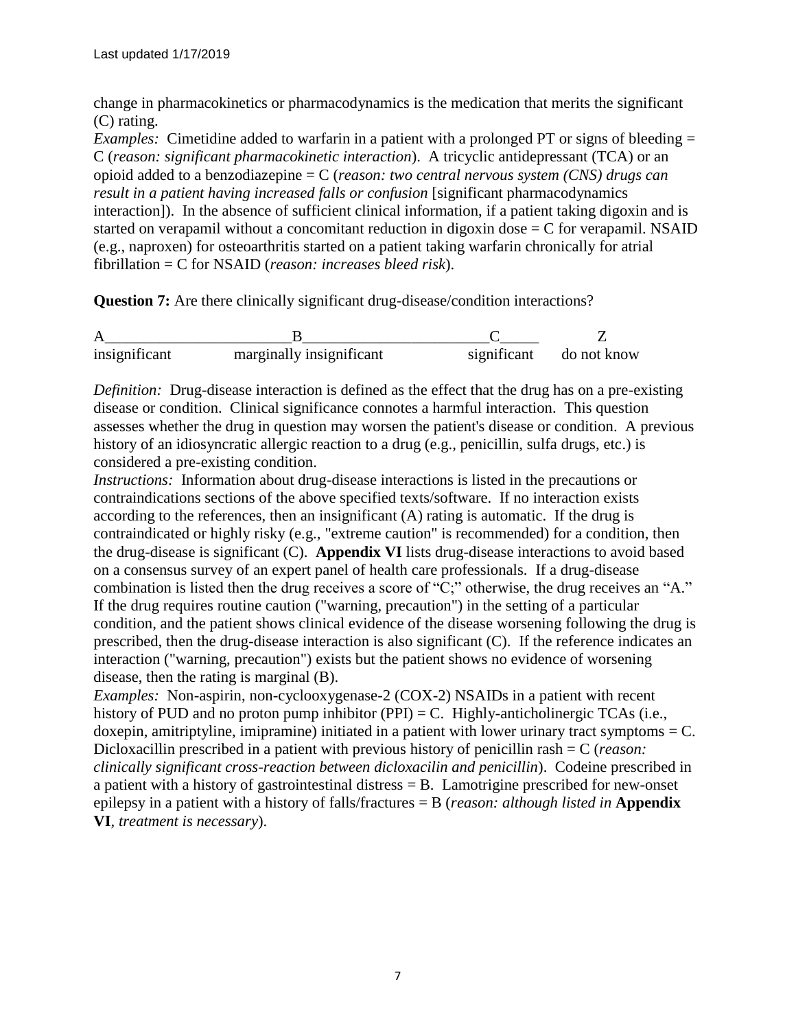change in pharmacokinetics or pharmacodynamics is the medication that merits the significant (C) rating.

*Examples:* Cimetidine added to warfarin in a patient with a prolonged PT or signs of bleeding = C (*reason: significant pharmacokinetic interaction*). A tricyclic antidepressant (TCA) or an opioid added to a benzodiazepine = C (*reason: two central nervous system (CNS) drugs can result in a patient having increased falls or confusion* [significant pharmacodynamics interaction]). In the absence of sufficient clinical information, if a patient taking digoxin and is started on verapamil without a concomitant reduction in digoxin dose = C for verapamil. NSAID (e.g., naproxen) for osteoarthritis started on a patient taking warfarin chronically for atrial fibrillation = C for NSAID (*reason: increases bleed risk*).

**Question 7:** Are there clinically significant drug-disease/condition interactions?

| A | B | C | Z |
|---|---|---|---|
| insignificant | marginally insignificant | significant | do not know |

*Definition:* Drug-disease interaction is defined as the effect that the drug has on a pre-existing disease or condition. Clinical significance connotes a harmful interaction. This question assesses whether the drug in question may worsen the patient's disease or condition. A previous history of an idiosyncratic allergic reaction to a drug (e.g., penicillin, sulfa drugs, etc.) is considered a pre-existing condition.

*Instructions:* Information about drug-disease interactions is listed in the precautions or contraindications sections of the above specified texts/software. If no interaction exists according to the references, then an insignificant (A) rating is automatic. If the drug is contraindicated or highly risky (e.g., "extreme caution" is recommended) for a condition, then the drug-disease is significant (C). **Appendix VI** lists drug-disease interactions to avoid based on a consensus survey of an expert panel of health care professionals. If a drug-disease combination is listed then the drug receives a score of "C;" otherwise, the drug receives an "A." If the drug requires routine caution ("warning, precaution") in the setting of a particular condition, and the patient shows clinical evidence of the disease worsening following the drug is prescribed, then the drug-disease interaction is also significant (C). If the reference indicates an interaction ("warning, precaution") exists but the patient shows no evidence of worsening disease, then the rating is marginal (B).

*Examples:* Non-aspirin, non-cyclooxygenase-2 (COX-2) NSAIDs in a patient with recent history of PUD and no proton pump inhibitor (PPI) = C. Highly-anticholinergic TCAs (i.e., doxepin, amitriptyline, imipramine) initiated in a patient with lower urinary tract symptoms = C. Dicloxacillin prescribed in a patient with previous history of penicillin rash = C (*reason: clinically significant cross-reaction between dicloxacilin and penicillin*). Codeine prescribed in a patient with a history of gastrointestinal distress = B. Lamotrigine prescribed for new-onset epilepsy in a patient with a history of falls/fractures = B (*reason: although listed in* **Appendix VI**, *treatment is necessary*).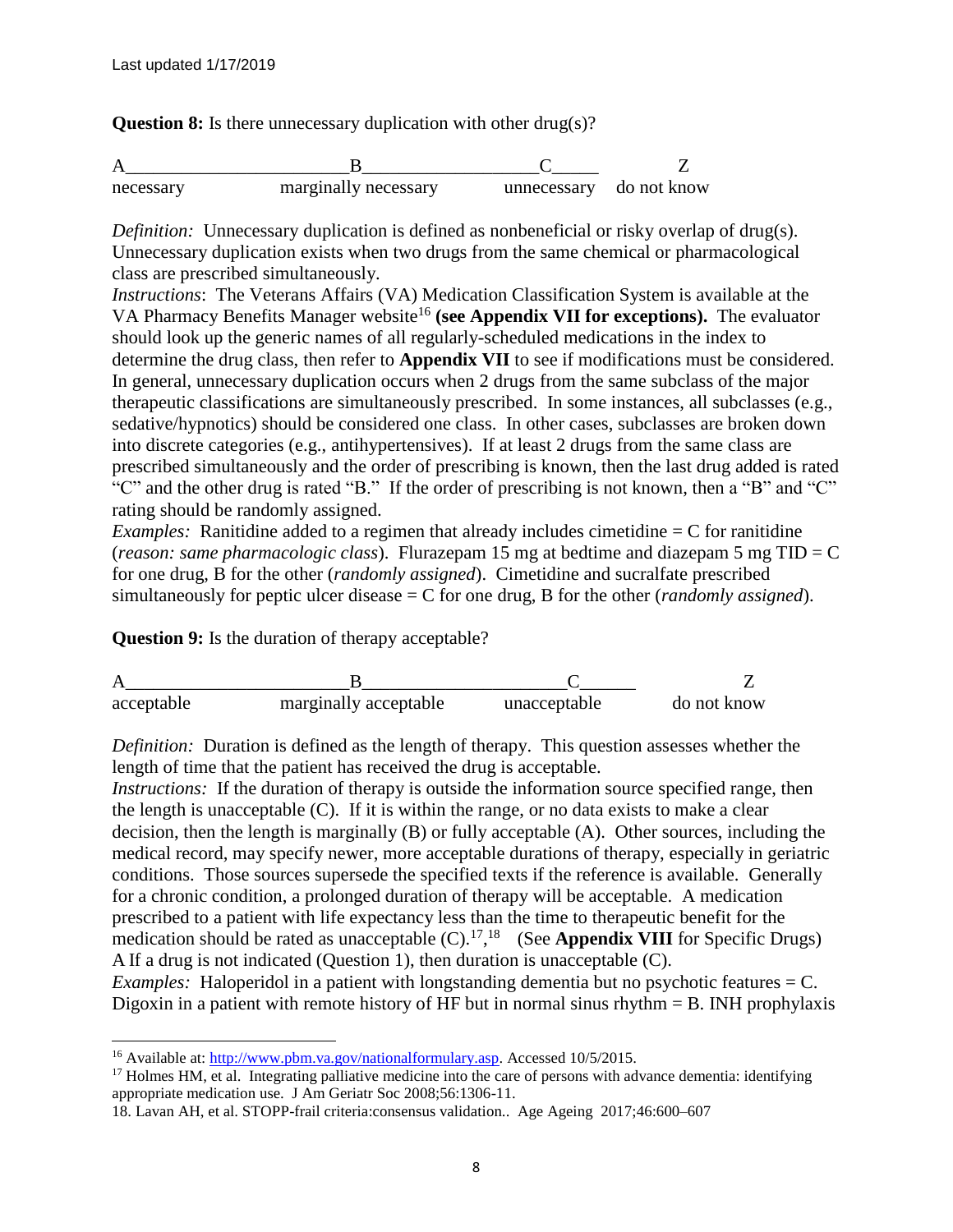Last updated 1/17/2019

**Question 8:** Is there unnecessary duplication with other drug(s)?

| A | B | C | Z |
|---|---|---|---|
| necessary | marginally necessary | unnecessary | do not know |

*Definition:* Unnecessary duplication is defined as nonbeneficial or risky overlap of drug(s). Unnecessary duplication exists when two drugs from the same chemical or pharmacological class are prescribed simultaneously.
*Instructions*: The Veterans Affairs (VA) Medication Classification System is available at the VA Pharmacy Benefits Manager website[16] **(see Appendix VII for exceptions).** The evaluator should look up the generic names of all regularly-scheduled medications in the index to determine the drug class, then refer to **Appendix VII** to see if modifications must be considered. In general, unnecessary duplication occurs when 2 drugs from the same subclass of the major therapeutic classifications are simultaneously prescribed. In some instances, all subclasses (e.g., sedative/hypnotics) should be considered one class. In other cases, subclasses are broken down into discrete categories (e.g., antihypertensives). If at least 2 drugs from the same class are prescribed simultaneously and the order of prescribing is known, then the last drug added is rated "C" and the other drug is rated "B." If the order of prescribing is not known, then a "B" and "C" rating should be randomly assigned.
*Examples:* Ranitidine added to a regimen that already includes cimetidine = C for ranitidine (*reason: same pharmacologic class*). Flurazepam 15 mg at bedtime and diazepam 5 mg TID = C for one drug, B for the other (*randomly assigned*). Cimetidine and sucralfate prescribed simultaneously for peptic ulcer disease = C for one drug, B for the other (*randomly assigned*).

**Question 9:** Is the duration of therapy acceptable?

| A | B | C | Z |
|---|---|---|---|
| acceptable | marginally acceptable | unacceptable | do not know |

*Definition:* Duration is defined as the length of therapy. This question assesses whether the length of time that the patient has received the drug is acceptable.
*Instructions:* If the duration of therapy is outside the information source specified range, then the length is unacceptable (C). If it is within the range, or no data exists to make a clear decision, then the length is marginally (B) or fully acceptable (A). Other sources, including the medical record, may specify newer, more acceptable durations of therapy, especially in geriatric conditions. Those sources supersede the specified texts if the reference is available. Generally for a chronic condition, a prolonged duration of therapy will be acceptable. A medication prescribed to a patient with life expectancy less than the time to therapeutic benefit for the medication should be rated as unacceptable (C).[17],[18] (See **Appendix VIII** for Specific Drugs) A If a drug is not indicated (Question 1), then duration is unacceptable (C).
*Examples:* Haloperidol in a patient with longstanding dementia but no psychotic features = C. Digoxin in a patient with remote history of HF but in normal sinus rhythm = B. INH prophylaxis

---

[16] Available at: http://www.pbm.va.gov/nationalformulary.asp. Accessed 10/5/2015.
[17] Holmes HM, et al. Integrating palliative medicine into the care of persons with advance dementia: identifying appropriate medication use. J Am Geriatr Soc 2008;56:1306-11.
18. Lavan AH, et al. STOPP-frail criteria:consensus validation.. Age Ageing 2017;46:600–607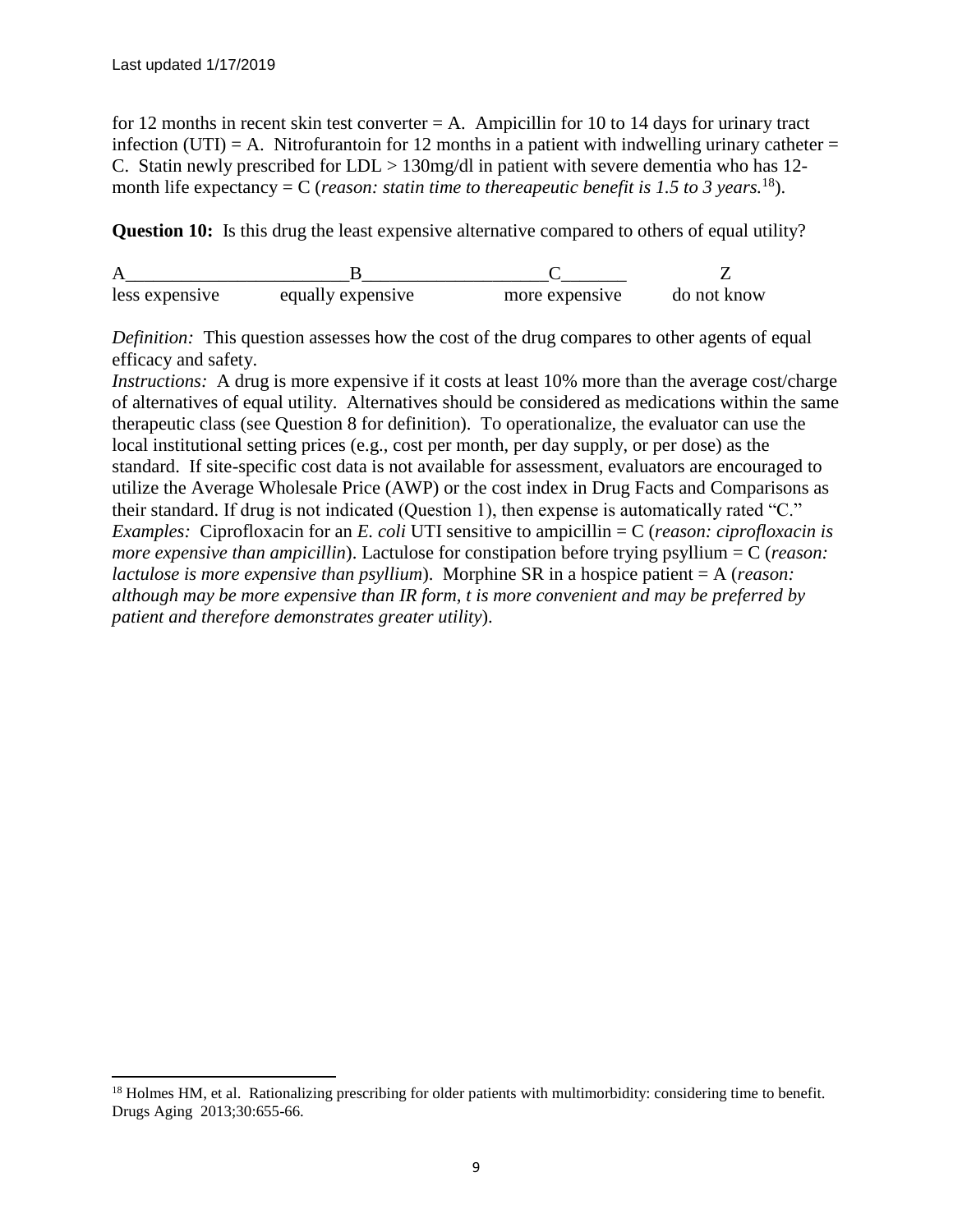for 12 months in recent skin test converter = A. Ampicillin for 10 to 14 days for urinary tract infection (UTI) = A. Nitrofurantoin for 12 months in a patient with indwelling urinary catheter = C. Statin newly prescribed for LDL > 130mg/dl in patient with severe dementia who has 12-month life expectancy = C (*reason: statin time to thereapeutic benefit is 1.5 to 3 years.*[18]).

**Question 10:** Is this drug the least expensive alternative compared to others of equal utility?

| A | B | C | Z |
|---|---|---|---|
| less expensive | equally expensive | more expensive | do not know |

*Definition:* This question assesses how the cost of the drug compares to other agents of equal efficacy and safety.

*Instructions:* A drug is more expensive if it costs at least 10% more than the average cost/charge of alternatives of equal utility. Alternatives should be considered as medications within the same therapeutic class (see Question 8 for definition). To operationalize, the evaluator can use the local institutional setting prices (e.g., cost per month, per day supply, or per dose) as the standard. If site-specific cost data is not available for assessment, evaluators are encouraged to utilize the Average Wholesale Price (AWP) or the cost index in Drug Facts and Comparisons as their standard. If drug is not indicated (Question 1), then expense is automatically rated "C."

*Examples:* Ciprofloxacin for an *E. coli* UTI sensitive to ampicillin = C (*reason: ciprofloxacin is more expensive than ampicillin*). Lactulose for constipation before trying psyllium = C (*reason: lactulose is more expensive than psyllium*). Morphine SR in a hospice patient = A (*reason: although may be more expensive than IR form, t is more convenient and may be preferred by patient and therefore demonstrates greater utility*).

---

[18] Holmes HM, et al. Rationalizing prescribing for older patients with multimorbidity: considering time to benefit. Drugs Aging 2013;30:655-66.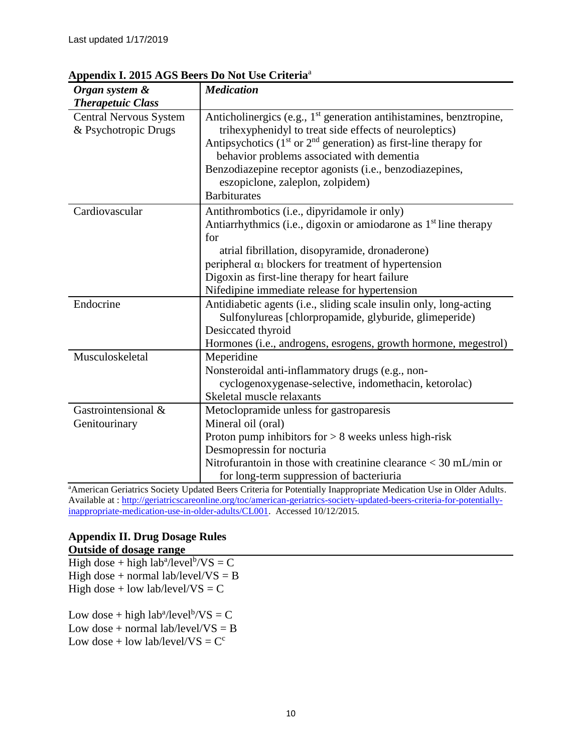Last updated 1/17/2019

**Appendix I. 2015 AGS Beers Do Not Use Criteria**[a]

| ***Organ system & Therapetuic Class*** | ***Medication*** |
|---|---|
| Central Nervous System & Psychotropic Drugs | Anticholinergics (e.g., 1st generation antihistamines, benztropine, trihexyphenidyl to treat side effects of neuroleptics)<br>Antipsychotics (1st or 2nd generation) as first-line therapy for behavior problems associated with dementia<br>Benzodiazepine receptor agonists (i.e., benzodiazepines, eszopiclone, zaleplon, zolpidem)<br>Barbiturates |
| Cardiovascular | Antithrombotics (i.e., dipyridamole ir only)<br>Antiarrhythmics (i.e., digoxin or amiodarone as 1st line therapy for atrial fibrillation, disopyramide, dronaderone)<br>peripheral $\alpha_1$ blockers for treatment of hypertension<br>Digoxin as first-line therapy for heart failure<br>Nifedipine immediate release for hypertension |
| Endocrine | Antidiabetic agents (i.e., sliding scale insulin only, long-acting Sulfonylureas [chlorpropamide, glyburide, glimeperide)<br>Desiccated thyroid<br>Hormones (i.e., androgens, esrogens, growth hormone, megestrol) |
| Musculoskeletal | Meperidine<br>Nonsteroidal anti-inflammatory drugs (e.g., non-cyclogenoxygenase-selective, indomethacin, ketorolac)<br>Skeletal muscle relaxants |
| Gastrointensional & Genitourinary | Metoclopramide unless for gastroparesis<br>Mineral oil (oral)<br>Proton pump inhibitors for > 8 weeks unless high-risk<br>Desmopressin for nocturia<br>Nitrofurantoin in those with creatinine clearance < 30 mL/min or for long-term suppression of bacteriuria |

[a]American Geriatrics Society Updated Beers Criteria for Potentially Inappropriate Medication Use in Older Adults. Available at : http://geriatricscareonline.org/toc/american-geriatrics-society-updated-beers-criteria-for-potentially-inappropriate-medication-use-in-older-adults/CL001. Accessed 10/12/2015.

## Appendix II. Drug Dosage Rules

**Outside of dosage range**

High dose + high lab[a]/level[b]/VS = C
High dose + normal lab/level/VS = B
High dose + low lab/level/VS = C

Low dose + high lab[a]/level[b]/VS = C
Low dose + normal lab/level/VS = B
Low dose + low lab/level/VS = C[c]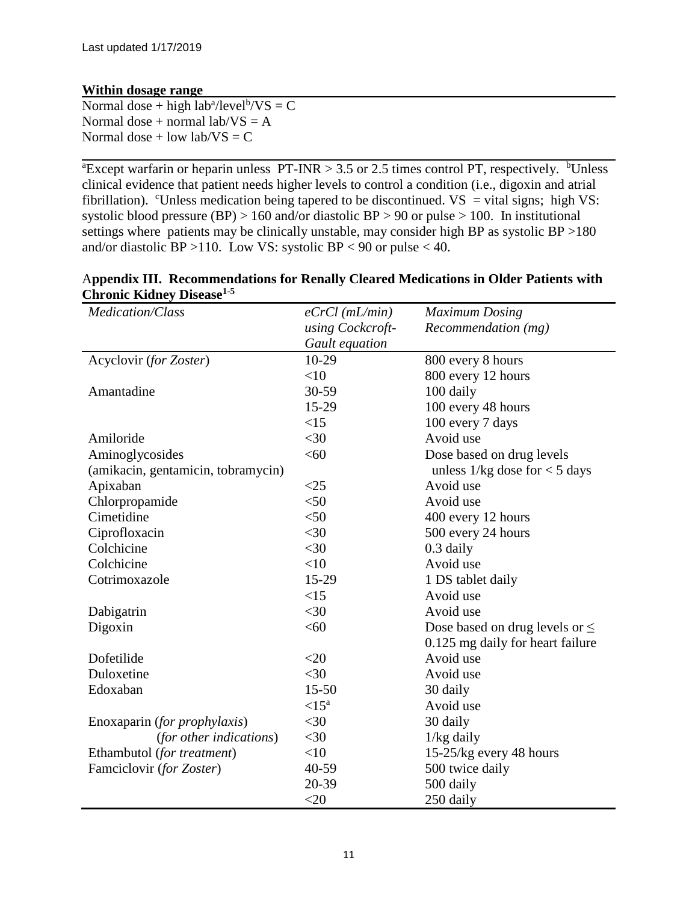**Within dosage range**

Normal dose + high lab[a]/level[b]/VS = C
Normal dose + normal lab/VS = A
Normal dose + low lab/VS = C

[a]Except warfarin or heparin unless PT-INR > 3.5 or 2.5 times control PT, respectively. [b]Unless clinical evidence that patient needs higher levels to control a condition (i.e., digoxin and atrial fibrillation). [c]Unless medication being tapered to be discontinued. VS = vital signs; high VS: systolic blood pressure (BP) > 160 and/or diastolic BP > 90 or pulse > 100. In institutional settings where patients may be clinically unstable, may consider high BP as systolic BP >180 and/or diastolic BP >110. Low VS: systolic BP < 90 or pulse < 40.

**Appendix III. Recommendations for Renally Cleared Medications in Older Patients with Chronic Kidney Disease[1-5]**

| *Medication/Class* | *eCrCl (mL/min) using Cockcroft-Gault equation* | *Maximum Dosing Recommendation (mg)* |
|---|---|---|
| Acyclovir (*for Zoster*) | 10-29 | 800 every 8 hours |
| | <10 | 800 every 12 hours |
| Amantadine | 30-59 | 100 daily |
| | 15-29 | 100 every 48 hours |
| | <15 | 100 every 7 days |
| Amiloride | <30 | Avoid use |
| Aminoglycosides (amikacin, gentamicin, tobramycin) | <60 | Dose based on drug levels unless 1/kg dose for < 5 days |
| Apixaban | <25 | Avoid use |
| Chlorpropamide | <50 | Avoid use |
| Cimetidine | <50 | 400 every 12 hours |
| Ciprofloxacin | <30 | 500 every 24 hours |
| Colchicine | <30 | 0.3 daily |
| Colchicine | <10 | Avoid use |
| Cotrimoxazole | 15-29 | 1 DS tablet daily |
| | <15 | Avoid use |
| Dabigatrin | <30 | Avoid use |
| Digoxin | <60 | Dose based on drug levels or ≤ 0.125 mg daily for heart failure |
| Dofetilide | <20 | Avoid use |
| Duloxetine | <30 | Avoid use |
| Edoxaban | 15-50 | 30 daily |
| | <15[a] | Avoid use |
| Enoxaparin (*for prophylaxis*) | <30 | 30 daily |
| (*for other indications*) | <30 | 1/kg daily |
| Ethambutol (*for treatment*) | <10 | 15-25/kg every 48 hours |
| Famciclovir (*for Zoster*) | 40-59 | 500 twice daily |
| | 20-39 | 500 daily |
| | <20 | 250 daily |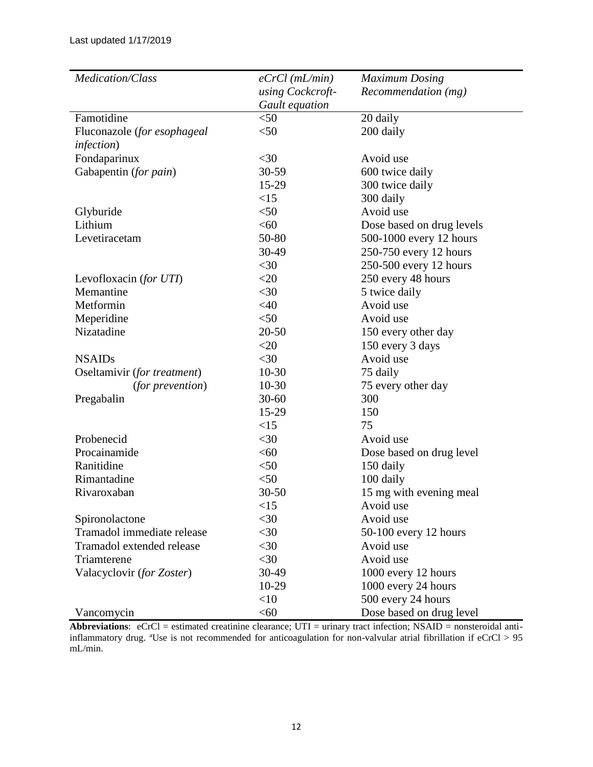Last updated 1/17/2019

| *Medication/Class* | *eCrCl (mL/min) using Cockcroft-Gault equation* | *Maximum Dosing Recommendation (mg)* |
|---|---|---|
| Famotidine | <50 | 20 daily |
| Fluconazole (*for esophageal infection*) | <50 | 200 daily |
| Fondaparinux | <30 | Avoid use |
| Gabapentin (*for pain*) | 30-59 | 600 twice daily |
| | 15-29 | 300 twice daily |
| | <15 | 300 daily |
| Glyburide | <50 | Avoid use |
| Lithium | <60 | Dose based on drug levels |
| Levetiracetam | 50-80 | 500-1000 every 12 hours |
| | 30-49 | 250-750 every 12 hours |
| | <30 | 250-500 every 12 hours |
| Levofloxacin (*for UTI*) | <20 | 250 every 48 hours |
| Memantine | <30 | 5 twice daily |
| Metformin | <40 | Avoid use |
| Meperidine | <50 | Avoid use |
| Nizatadine | 20-50 | 150 every other day |
| | <20 | 150 every 3 days |
| NSAIDs | <30 | Avoid use |
| Oseltamivir (*for treatment*) | 10-30 | 75 daily |
| (*for prevention*) | 10-30 | 75 every other day |
| Pregabalin | 30-60 | 300 |
| | 15-29 | 150 |
| | <15 | 75 |
| Probenecid | <30 | Avoid use |
| Procainamide | <60 | Dose based on drug level |
| Ranitidine | <50 | 150 daily |
| Rimantadine | <50 | 100 daily |
| Rivaroxaban | 30-50 | 15 mg with evening meal |
| | <15 | Avoid use |
| Spironolactone | <30 | Avoid use |
| Tramadol immediate release | <30 | 50-100 every 12 hours |
| Tramadol extended release | <30 | Avoid use |
| Triamterene | <30 | Avoid use |
| Valacyclovir (*for Zoster*) | 30-49 | 1000 every 12 hours |
| | 10-29 | 1000 every 24 hours |
| | <10 | 500 every 24 hours |
| Vancomycin | <60 | Dose based on drug level |

**Abbreviations**: eCrCl = estimated creatinine clearance; UTI = urinary tract infection; NSAID = nonsteroidal anti-inflammatory drug. [a]Use is not recommended for anticoagulation for non-valvular atrial fibrillation if eCrCl > 95 mL/min.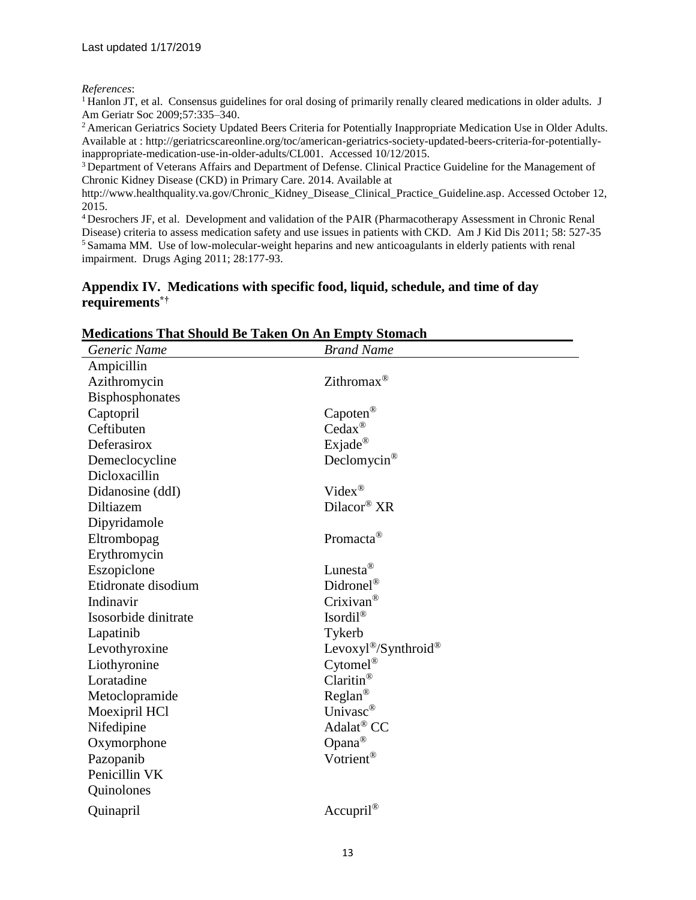*References*:

[1] Hanlon JT, et al. Consensus guidelines for oral dosing of primarily renally cleared medications in older adults. J Am Geriatr Soc 2009;57:335–340.

[2] American Geriatrics Society Updated Beers Criteria for Potentially Inappropriate Medication Use in Older Adults. Available at : http://geriatricscareonline.org/toc/american-geriatrics-society-updated-beers-criteria-for-potentially-inappropriate-medication-use-in-older-adults/CL001. Accessed 10/12/2015.

[3] Department of Veterans Affairs and Department of Defense. Clinical Practice Guideline for the Management of Chronic Kidney Disease (CKD) in Primary Care. 2014. Available at http://www.healthquality.va.gov/Chronic_Kidney_Disease_Clinical_Practice_Guideline.asp. Accessed October 12, 2015.

[4] Desrochers JF, et al. Development and validation of the PAIR (Pharmacotherapy Assessment in Chronic Renal Disease) criteria to assess medication safety and use issues in patients with CKD. Am J Kid Dis 2011; 58: 527-35

[5] Samama MM. Use of low-molecular-weight heparins and new anticoagulants in elderly patients with renal impairment. Drugs Aging 2011; 28:177-93.

## Appendix IV. Medications with specific food, liquid, schedule, and time of day requirements*†

### Medications That Should Be Taken On An Empty Stomach

| *Generic Name* | *Brand Name* |
|---|---|
| Ampicillin | |
| Azithromycin | Zithromax® |
| Bisphosphonates | |
| Captopril | Capoten® |
| Ceftibuten | Cedax® |
| Deferasirox | Exjade® |
| Demeclocycline | Declomycin® |
| Dicloxacillin | |
| Didanosine (ddI) | Videx® |
| Diltiazem | Dilacor® XR |
| Dipyridamole | |
| Eltrombopag | Promacta® |
| Erythromycin | |
| Eszopiclone | Lunesta® |
| Etidronate disodium | Didronel® |
| Indinavir | Crixivan® |
| Isosorbide dinitrate | Isordil® |
| Lapatinib | Tykerb |
| Levothyroxine | Levoxyl®/Synthroid® |
| Liothyronine | Cytomel® |
| Loratadine | Claritin® |
| Metoclopramide | Reglan® |
| Moexipril HCl | Univasc® |
| Nifedipine | Adalat® CC |
| Oxymorphone | Opana® |
| Pazopanib | Votrient® |
| Penicillin VK | |
| Quinolones | |
| Quinapril | Accupril® |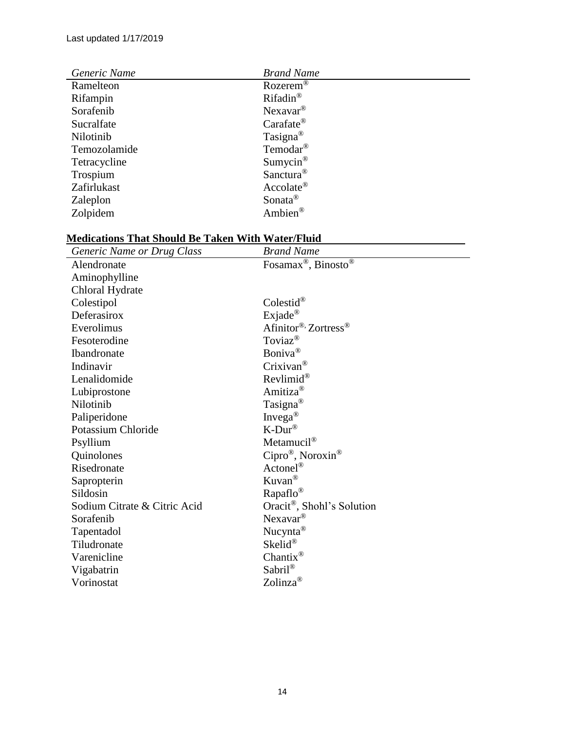Last updated 1/17/2019

| *Generic Name* | *Brand Name* |
|---|---|
| Ramelteon | Rozerem® |
| Rifampin | Rifadin® |
| Sorafenib | Nexavar® |
| Sucralfate | Carafate® |
| Nilotinib | Tasigna® |
| Temozolamide | Temodar® |
| Tetracycline | Sumycin® |
| Trospium | Sanctura® |
| Zafirlukast | Accolate® |
| Zaleplon | Sonata® |
| Zolpidem | Ambien® |

## Medications That Should Be Taken With Water/Fluid

| *Generic Name or Drug Class* | *Brand Name* |
|---|---|
| Alendronate | Fosamax®, Binosto® |
| Aminophylline | |
| Chloral Hydrate | |
| Colestipol | Colestid® |
| Deferasirox | Exjade® |
| Everolimus | Afinitor®, Zortress® |
| Fesoterodine | Toviaz® |
| Ibandronate | Boniva® |
| Indinavir | Crixivan® |
| Lenalidomide | Revlimid® |
| Lubiprostone | Amitiza® |
| Nilotinib | Tasigna® |
| Paliperidone | Invega® |
| Potassium Chloride | K-Dur® |
| Psyllium | Metamucil® |
| Quinolones | Cipro®, Noroxin® |
| Risedronate | Actonel® |
| Sapropterin | Kuvan® |
| Sildosin | Rapaflo® |
| Sodium Citrate & Citric Acid | Oracit®, Shohl's Solution |
| Sorafenib | Nexavar® |
| Tapentadol | Nucynta® |
| Tiludronate | Skelid® |
| Varenicline | Chantix® |
| Vigabatrin | Sabril® |
| Vorinostat | Zolinza® |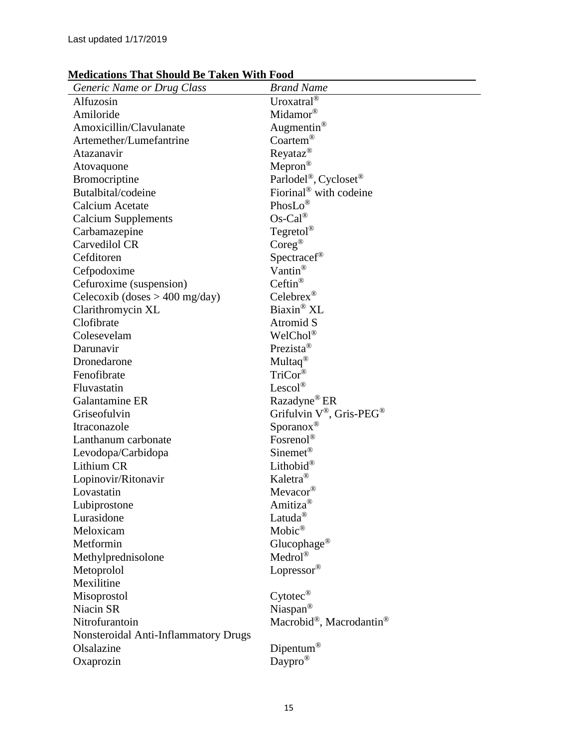Last updated 1/17/2019

**Medications That Should Be Taken With Food**

| *Generic Name or Drug Class* | *Brand Name* |
|---|---|
| Alfuzosin | Uroxatral® |
| Amiloride | Midamor® |
| Amoxicillin/Clavulanate | Augmentin® |
| Artemether/Lumefantrine | Coartem® |
| Atazanavir | Reyataz® |
| Atovaquone | Mepron® |
| Bromocriptine | Parlodel®, Cycloset® |
| Butalbital/codeine | Fiorinal® with codeine |
| Calcium Acetate | PhosLo® |
| Calcium Supplements | Os-Cal® |
| Carbamazepine | Tegretol® |
| Carvedilol CR | Coreg® |
| Cefditoren | Spectracef® |
| Cefpodoxime | Vantin® |
| Cefuroxime (suspension) | Ceftin® |
| Celecoxib (doses > 400 mg/day) | Celebrex® |
| Clarithromycin XL | Biaxin® XL |
| Clofibrate | Atromid S |
| Colesevelam | WelChol® |
| Darunavir | Prezista® |
| Dronedarone | Multaq® |
| Fenofibrate | TriCor® |
| Fluvastatin | Lescol® |
| Galantamine ER | Razadyne® ER |
| Griseofulvin | Grifulvin V®, Gris-PEG® |
| Itraconazole | Sporanox® |
| Lanthanum carbonate | Fosrenol® |
| Levodopa/Carbidopa | Sinemet® |
| Lithium CR | Lithobid® |
| Lopinovir/Ritonavir | Kaletra® |
| Lovastatin | Mevacor® |
| Lubiprostone | Amitiza® |
| Lurasidone | Latuda® |
| Meloxicam | Mobic® |
| Metformin | Glucophage® |
| Methylprednisolone | Medrol® |
| Metoprolol | Lopressor® |
| Mexilitine | |
| Misoprostol | Cytotec® |
| Niacin SR | Niaspan® |
| Nitrofurantoin | Macrobid®, Macrodantin® |
| Nonsteroidal Anti-Inflammatory Drugs | |
| Olsalazine | Dipentum® |
| Oxaprozin | Daypro® |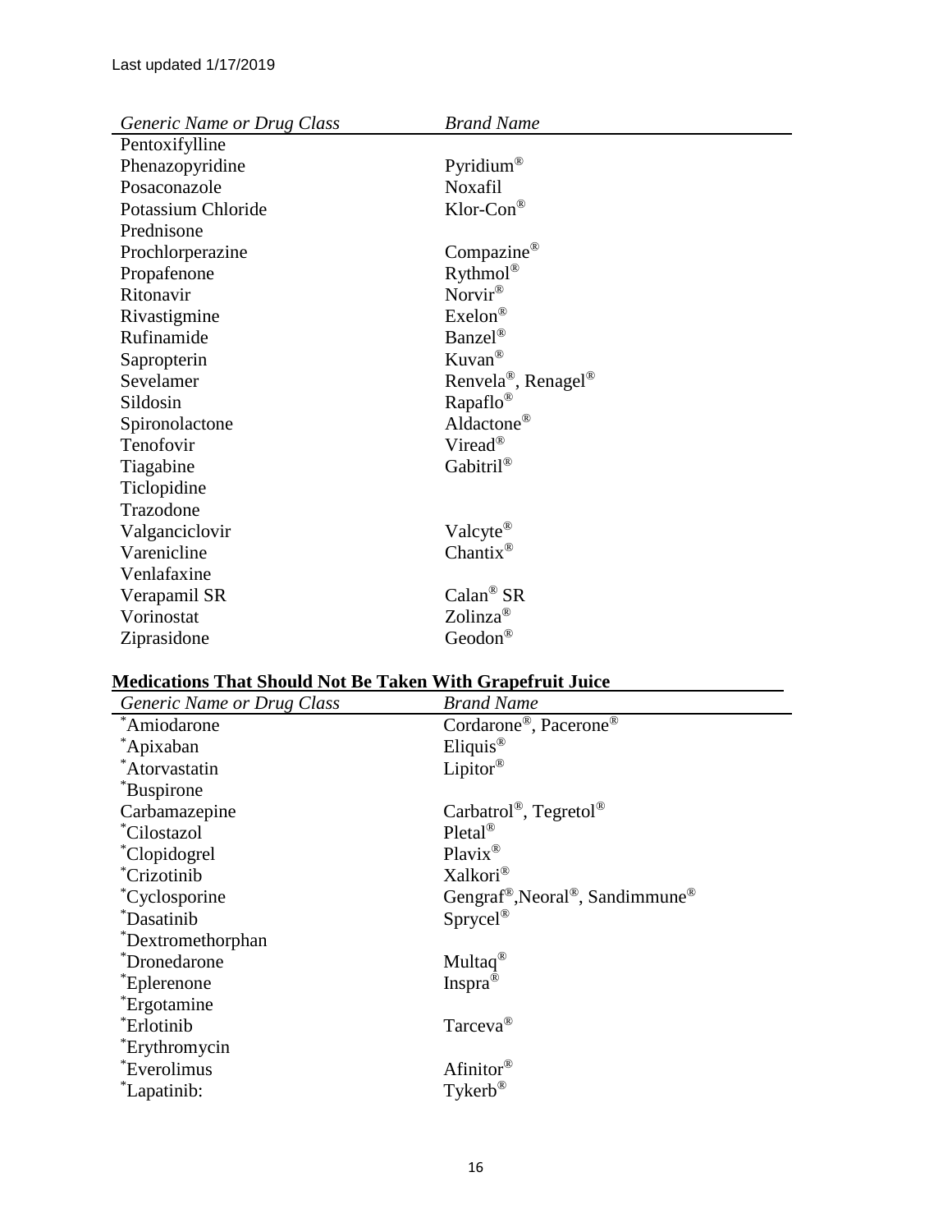Last updated 1/17/2019

| *Generic Name or Drug Class* | *Brand Name* |
| --- | --- |
| Pentoxifylline | |
| Phenazopyridine | Pyridium® |
| Posaconazole | Noxafil |
| Potassium Chloride | Klor-Con® |
| Prednisone | |
| Prochlorperazine | Compazine® |
| Propafenone | Rythmol® |
| Ritonavir | Norvir® |
| Rivastigmine | Exelon® |
| Rufinamide | Banzel® |
| Sapropterin | Kuvan® |
| Sevelamer | Renvela®, Renagel® |
| Sildosin | Rapaflo® |
| Spironolactone | Aldactone® |
| Tenofovir | Viread® |
| Tiagabine | Gabitril® |
| Ticlopidine | |
| Trazodone | |
| Valganciclovir | Valcyte® |
| Varenicline | Chantix® |
| Venlafaxine | |
| Verapamil SR | Calan® SR |
| Vorinostat | Zolinza® |
| Ziprasidone | Geodon® |

## Medications That Should Not Be Taken With Grapefruit Juice

| *Generic Name or Drug Class* | *Brand Name* |
| --- | --- |
| *Amiodarone | Cordarone®, Pacerone® |
| *Apixaban | Eliquis® |
| *Atorvastatin | Lipitor® |
| *Buspirone | |
| Carbamazepine | Carbatrol®, Tegretol® |
| *Cilostazol | Pletal® |
| *Clopidogrel | Plavix® |
| *Crizotinib | Xalkori® |
| *Cyclosporine | Gengraf®,Neoral®, Sandimmune® |
| *Dasatinib | Sprycel® |
| *Dextromethorphan | |
| *Dronedarone | Multaq® |
| *Eplerenone | Inspra® |
| *Ergotamine | |
| *Erlotinib | Tarceva® |
| *Erythromycin | |
| *Everolimus | Afinitor® |
| *Lapatinib: | Tykerb® |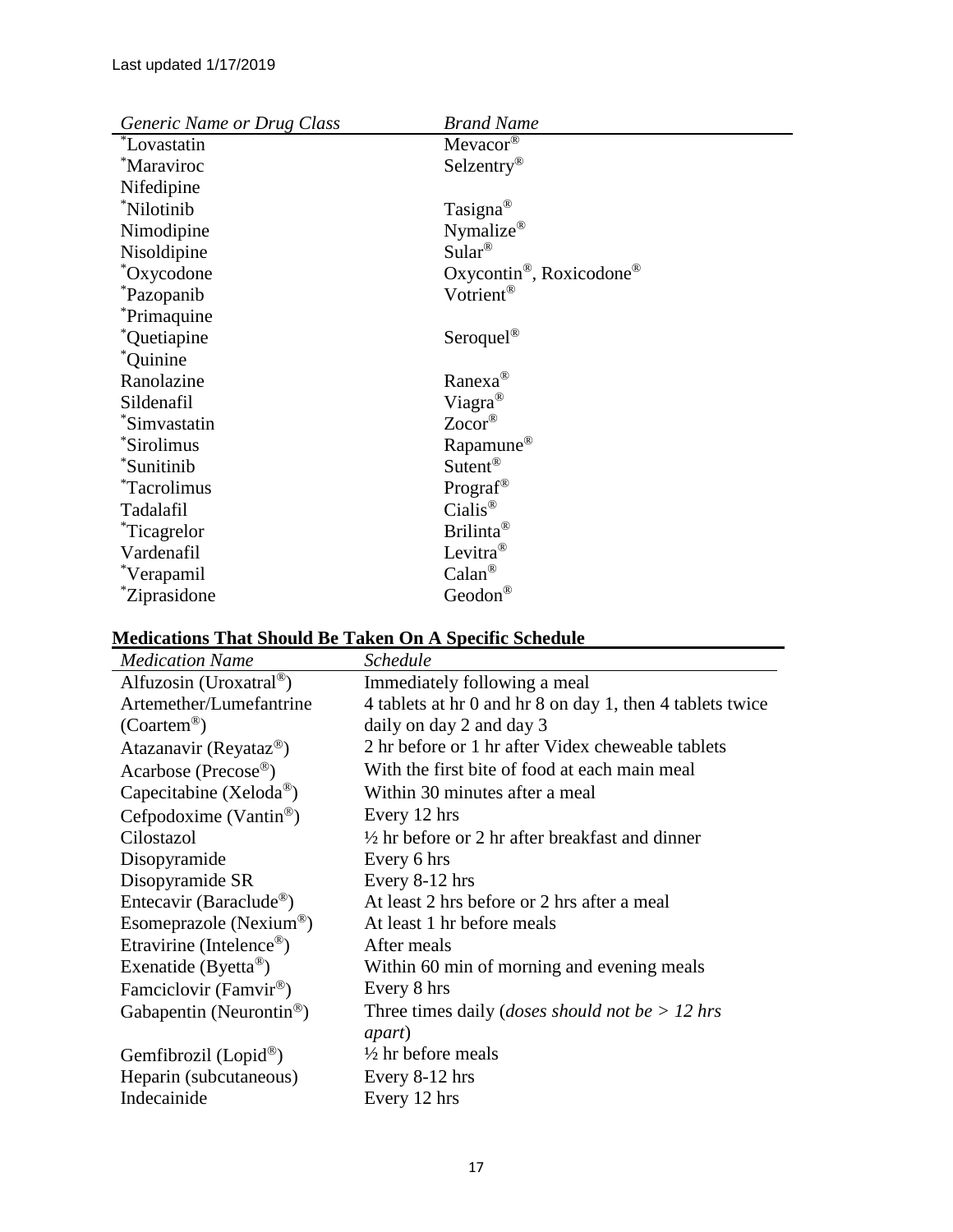Last updated 1/17/2019

| *Generic Name or Drug Class* | *Brand Name* |
|---|---|
| *Lovastatin | Mevacor® |
| *Maraviroc | Selzentry® |
| Nifedipine | |
| *Nilotinib | Tasigna® |
| Nimodipine | Nymalize® |
| Nisoldipine | Sular® |
| *Oxycodone | Oxycontin®, Roxicodone® |
| *Pazopanib | Votrient® |
| *Primaquine | |
| *Quetiapine | Seroquel® |
| *Quinine | |
| Ranolazine | Ranexa® |
| Sildenafil | Viagra® |
| *Simvastatin | Zocor® |
| *Sirolimus | Rapamune® |
| *Sunitinib | Sutent® |
| *Tacrolimus | Prograf® |
| Tadalafil | Cialis® |
| *Ticagrelor | Brilinta® |
| Vardenafil | Levitra® |
| *Verapamil | Calan® |
| *Ziprasidone | Geodon® |

## **Medications That Should Be Taken On A Specific Schedule**

| *Medication Name* | *Schedule* |
|---|---|
| Alfuzosin (Uroxatral®) | Immediately following a meal |
| Artemether/Lumefantrine (Coartem®) | 4 tablets at hr 0 and hr 8 on day 1, then 4 tablets twice daily on day 2 and day 3 |
| Atazanavir (Reyataz®) | 2 hr before or 1 hr after Videx cheweable tablets |
| Acarbose (Precose®) | With the first bite of food at each main meal |
| Capecitabine (Xeloda®) | Within 30 minutes after a meal |
| Cefpodoxime (Vantin®) | Every 12 hrs |
| Cilostazol | ½ hr before or 2 hr after breakfast and dinner |
| Disopyramide | Every 6 hrs |
| Disopyramide SR | Every 8-12 hrs |
| Entecavir (Baraclude®) | At least 2 hrs before or 2 hrs after a meal |
| Esomeprazole (Nexium®) | At least 1 hr before meals |
| Etravirine (Intelence®) | After meals |
| Exenatide (Byetta®) | Within 60 min of morning and evening meals |
| Famciclovir (Famvir®) | Every 8 hrs |
| Gabapentin (Neurontin®) | Three times daily (*doses should not be > 12 hrs apart*) |
| Gemfibrozil (Lopid®) | ½ hr before meals |
| Heparin (subcutaneous) | Every 8-12 hrs |
| Indecainide | Every 12 hrs |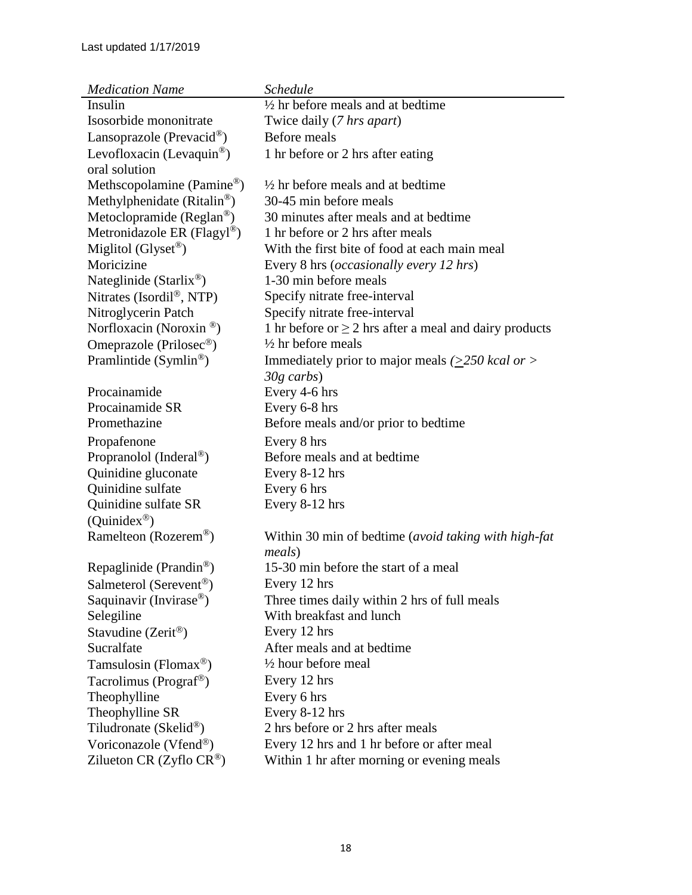Last updated 1/17/2019

| *Medication Name* | *Schedule* |
|---|---|
| Insulin | ½ hr before meals and at bedtime |
| Isosorbide mononitrate | Twice daily (*7 hrs apart*) |
| Lansoprazole (Prevacid®) | Before meals |
| Levofloxacin (Levaquin®) oral solution | 1 hr before or 2 hrs after eating |
| Methscopolamine (Pamine®) | ½ hr before meals and at bedtime |
| Methylphenidate (Ritalin®) | 30-45 min before meals |
| Metoclopramide (Reglan®) | 30 minutes after meals and at bedtime |
| Metronidazole ER (Flagyl®) | 1 hr before or 2 hrs after meals |
| Miglitol (Glyset®) | With the first bite of food at each main meal |
| Moricizine | Every 8 hrs (*occasionally every 12 hrs*) |
| Nateglinide (Starlix®) | 1-30 min before meals |
| Nitrates (Isordil®, NTP) | Specify nitrate free-interval |
| Nitroglycerin Patch | Specify nitrate free-interval |
| Norfloxacin (Noroxin ®) | 1 hr before or ≥ 2 hrs after a meal and dairy products |
| Omeprazole (Prilosec®) | ½ hr before meals |
| Pramlintide (Symlin®) | Immediately prior to major meals (*≥250 kcal or > 30g carbs*) |
| Procainamide | Every 4-6 hrs |
| Procainamide SR | Every 6-8 hrs |
| Promethazine | Before meals and/or prior to bedtime |
| Propafenone | Every 8 hrs |
| Propranolol (Inderal®) | Before meals and at bedtime |
| Quinidine gluconate | Every 8-12 hrs |
| Quinidine sulfate | Every 6 hrs |
| Quinidine sulfate SR (Quinidex®) | Every 8-12 hrs |
| Ramelteon (Rozerem®) | Within 30 min of bedtime (*avoid taking with high-fat meals*) |
| Repaglinide (Prandin®) | 15-30 min before the start of a meal |
| Salmeterol (Serevent®) | Every 12 hrs |
| Saquinavir (Invirase®) | Three times daily within 2 hrs of full meals |
| Selegiline | With breakfast and lunch |
| Stavudine (Zerit®) | Every 12 hrs |
| Sucralfate | After meals and at bedtime |
| Tamsulosin (Flomax®) | ½ hour before meal |
| Tacrolimus (Prograf®) | Every 12 hrs |
| Theophylline | Every 6 hrs |
| Theophylline SR | Every 8-12 hrs |
| Tiludronate (Skelid®) | 2 hrs before or 2 hrs after meals |
| Voriconazole (Vfend®) | Every 12 hrs and 1 hr before or after meal |
| Zilueton CR (Zyflo CR®) | Within 1 hr after morning or evening meals |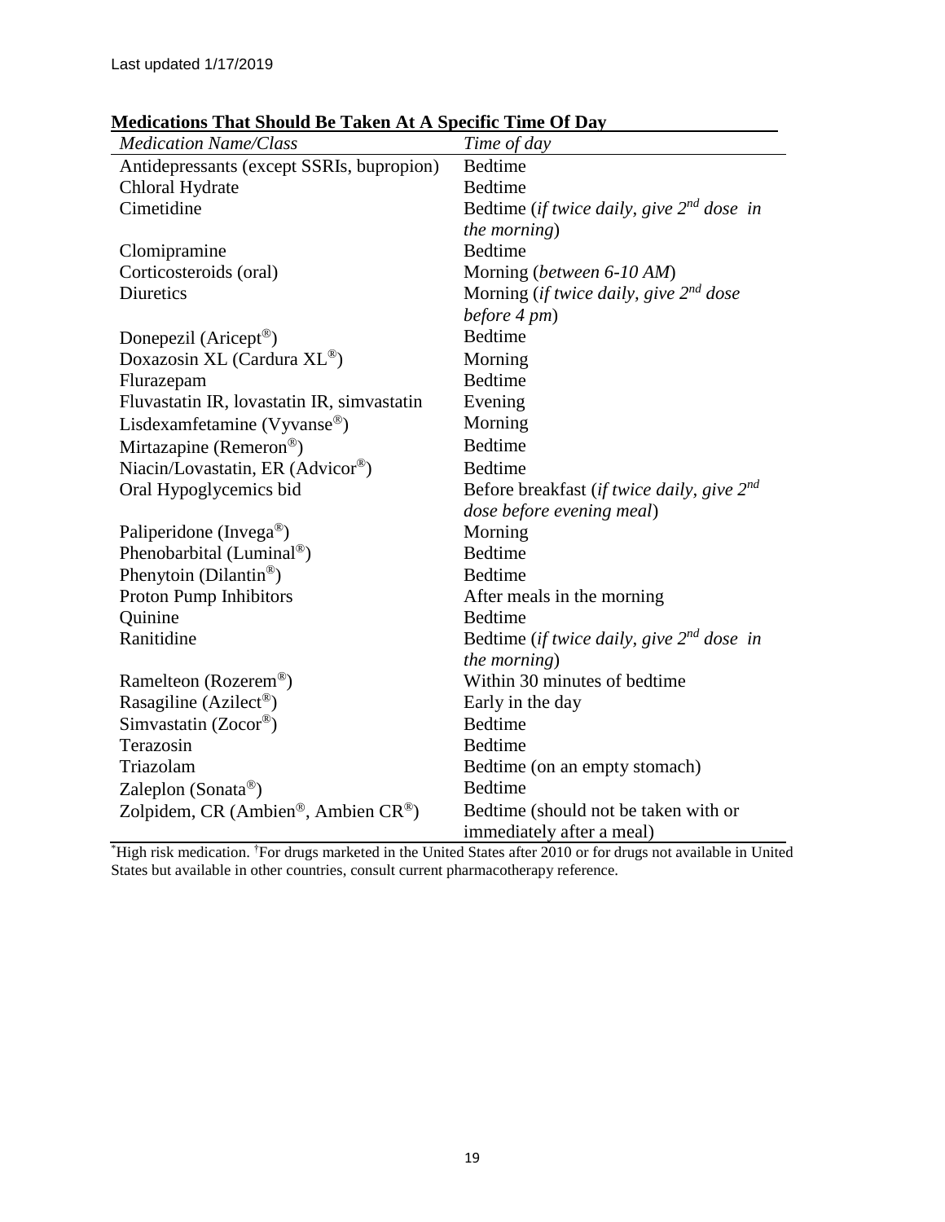Last updated 1/17/2019

**Medications That Should Be Taken At A Specific Time Of Day**

| *Medication Name/Class* | *Time of day* |
|---|---|
| Antidepressants (except SSRIs, bupropion) | Bedtime |
| Chloral Hydrate | Bedtime |
| Cimetidine | Bedtime (*if twice daily, give 2nd dose in the morning*) |
| Clomipramine | Bedtime |
| Corticosteroids (oral) | Morning (*between 6-10 AM*) |
| Diuretics | Morning (*if twice daily, give 2nd dose before 4 pm*) |
| Donepezil (Aricept®) | Bedtime |
| Doxazosin XL (Cardura XL®) | Morning |
| Flurazepam | Bedtime |
| Fluvastatin IR, lovastatin IR, simvastatin | Evening |
| Lisdexamfetamine (Vyvanse®) | Morning |
| Mirtazapine (Remeron®) | Bedtime |
| Niacin/Lovastatin, ER (Advicor®) | Bedtime |
| Oral Hypoglycemics bid | Before breakfast (*if twice daily, give 2nd dose before evening meal*) |
| Paliperidone (Invega®) | Morning |
| Phenobarbital (Luminal®) | Bedtime |
| Phenytoin (Dilantin®) | Bedtime |
| Proton Pump Inhibitors | After meals in the morning |
| Quinine | Bedtime |
| Ranitidine | Bedtime (*if twice daily, give 2nd dose in the morning*) |
| Ramelteon (Rozerem®) | Within 30 minutes of bedtime |
| Rasagiline (Azilect®) | Early in the day |
| Simvastatin (Zocor®) | Bedtime |
| Terazosin | Bedtime |
| Triazolam | Bedtime (on an empty stomach) |
| Zaleplon (Sonata®) | Bedtime |
| Zolpidem, CR (Ambien®, Ambien CR®) | Bedtime (should not be taken with or immediately after a meal) |

*High risk medication. †For drugs marketed in the United States after 2010 or for drugs not available in United States but available in other countries, consult current pharmacotherapy reference.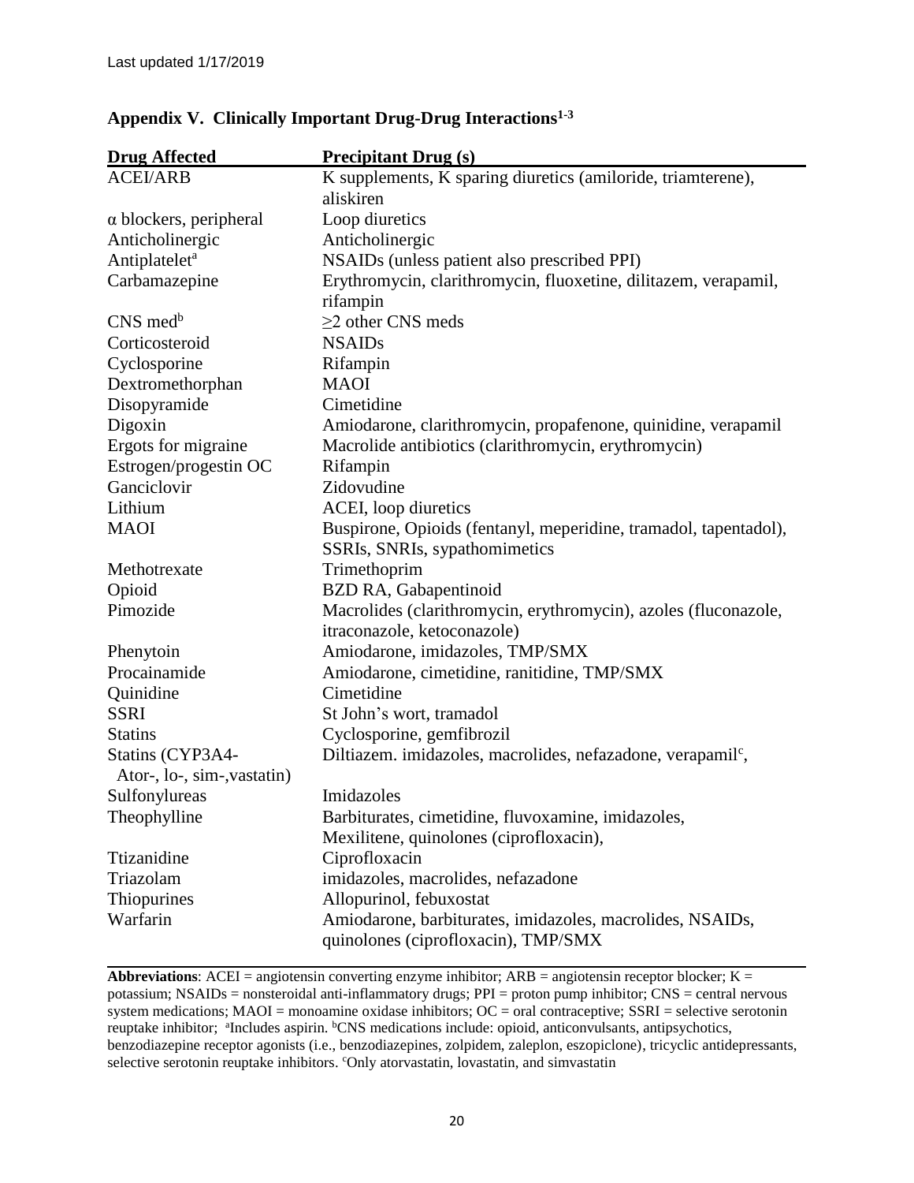Last updated 1/17/2019

## Appendix V. Clinically Important Drug-Drug Interactions[1-3]

| Drug Affected | Precipitant Drug (s) |
|---|---|
| ACEI/ARB | K supplements, K sparing diuretics (amiloride, triamterene), aliskiren |
| α blockers, peripheral | Loop diuretics |
| Anticholinergic | Anticholinergic |
| Antiplatelet[a] | NSAIDs (unless patient also prescribed PPI) |
| Carbamazepine | Erythromycin, clarithromycin, fluoxetine, dilitazem, verapamil, rifampin |
| CNS med[b] | ≥2 other CNS meds |
| Corticosteroid | NSAIDs |
| Cyclosporine | Rifampin |
| Dextromethorphan | MAOI |
| Disopyramide | Cimetidine |
| Digoxin | Amiodarone, clarithromycin, propafenone, quinidine, verapamil |
| Ergots for migraine | Macrolide antibiotics (clarithromycin, erythromycin) |
| Estrogen/progestin OC | Rifampin |
| Ganciclovir | Zidovudine |
| Lithium | ACEI, loop diuretics |
| MAOI | Buspirone, Opioids (fentanyl, meperidine, tramadol, tapentadol), SSRIs, SNRIs, sypathomimetics |
| Methotrexate | Trimethoprim |
| Opioid | BZD RA, Gabapentinoid |
| Pimozide | Macrolides (clarithromycin, erythromycin), azoles (fluconazole, itraconazole, ketoconazole) |
| Phenytoin | Amiodarone, imidazoles, TMP/SMX |
| Procainamide | Amiodarone, cimetidine, ranitidine, TMP/SMX |
| Quinidine | Cimetidine |
| SSRI | St John's wort, tramadol |
| Statins | Cyclosporine, gemfibrozil |
| Statins (CYP3A4- Ator-, lo-, sim-,vastatin) | Diltiazem. imidazoles, macrolides, nefazadone, verapamil[c], |
| Sulfonylureas | Imidazoles |
| Theophylline | Barbiturates, cimetidine, fluvoxamine, imidazoles, Mexilitene, quinolones (ciprofloxacin), |
| Ttizanidine | Ciprofloxacin |
| Triazolam | imidazoles, macrolides, nefazadone |
| Thiopurines | Allopurinol, febuxostat |
| Warfarin | Amiodarone, barbiturates, imidazoles, macrolides, NSAIDs, quinolones (ciprofloxacin), TMP/SMX |

**Abbreviations**: ACEI = angiotensin converting enzyme inhibitor; ARB = angiotensin receptor blocker; K = potassium; NSAIDs = nonsteroidal anti-inflammatory drugs; PPI = proton pump inhibitor; CNS = central nervous system medications; MAOI = monoamine oxidase inhibitors; OC = oral contraceptive; SSRI = selective serotonin reuptake inhibitor; [a]Includes aspirin. [b]CNS medications include: opioid, anticonvulsants, antipsychotics, benzodiazepine receptor agonists (i.e., benzodiazepines, zolpidem, zaleplon, eszopiclone), tricyclic antidepressants, selective serotonin reuptake inhibitors. [c]Only atorvastatin, lovastatin, and simvastatin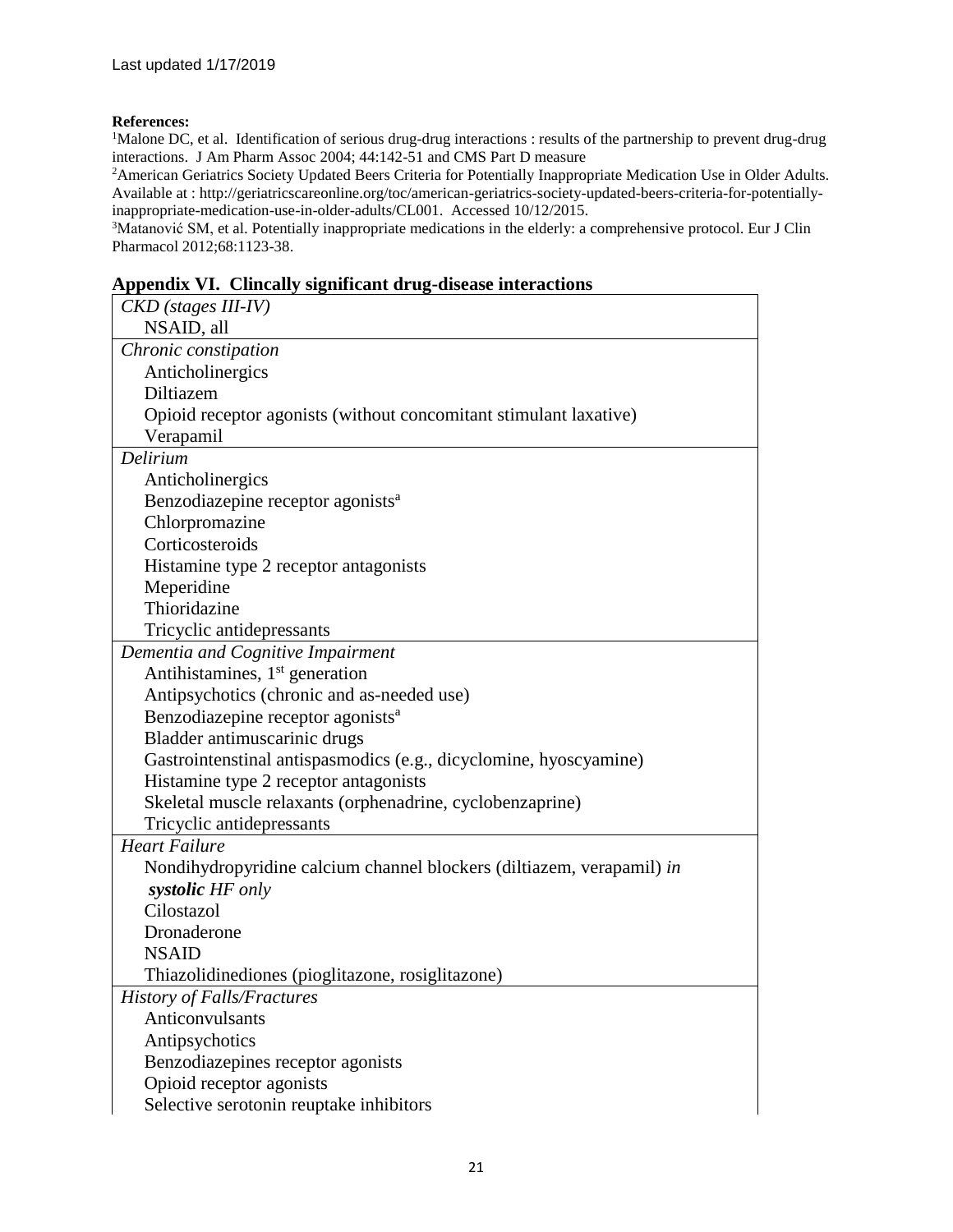Last updated 1/17/2019

**References:**

[1]Malone DC, et al. Identification of serious drug-drug interactions : results of the partnership to prevent drug-drug interactions. J Am Pharm Assoc 2004; 44:142-51 and CMS Part D measure

[2]American Geriatrics Society Updated Beers Criteria for Potentially Inappropriate Medication Use in Older Adults. Available at : http://geriatricscareonline.org/toc/american-geriatrics-society-updated-beers-criteria-for-potentially-inappropriate-medication-use-in-older-adults/CL001. Accessed 10/12/2015.

[3]Matanović SM, et al. Potentially inappropriate medications in the elderly: a comprehensive protocol. Eur J Clin Pharmacol 2012;68:1123-38.

## Appendix VI. Clincally significant drug-disease interactions

| |
|---|
| *CKD (stages III-IV)* |
| NSAID, all |
| *Chronic constipation* |
| Anticholinergics |
| Diltiazem |
| Opioid receptor agonists (without concomitant stimulant laxative) |
| Verapamil |
| *Delirium* |
| Anticholinergics |
| Benzodiazepine receptor agonists[a] |
| Chlorpromazine |
| Corticosteroids |
| Histamine type 2 receptor antagonists |
| Meperidine |
| Thioridazine |
| Tricyclic antidepressants |
| *Dementia and Cognitive Impairment* |
| Antihistamines, 1st generation |
| Antipsychotics (chronic and as-needed use) |
| Benzodiazepine receptor agonists[a] |
| Bladder antimuscarinic drugs |
| Gastrointenstinal antispasmodics (e.g., dicyclomine, hyoscyamine) |
| Histamine type 2 receptor antagonists |
| Skeletal muscle relaxants (orphenadrine, cyclobenzaprine) |
| Tricyclic antidepressants |
| *Heart Failure* |
| Nondihydropyridine calcium channel blockers (diltiazem, verapamil) *in **systolic** HF only* |
| Cilostazol |
| Dronaderone |
| NSAID |
| Thiazolidinediones (pioglitazone, rosiglitazone) |
| *History of Falls/Fractures* |
| Anticonvulsants |
| Antipsychotics |
| Benzodiazepines receptor agonists |
| Opioid receptor agonists |
| Selective serotonin reuptake inhibitors |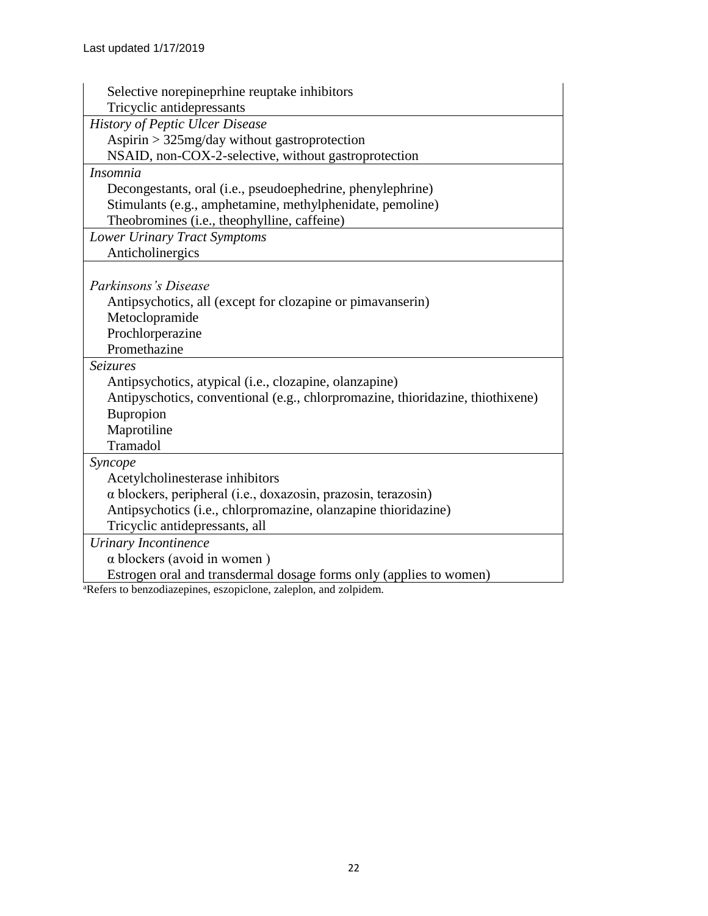| |
|---|
| Selective norepineprhine reuptake inhibitors<br>Tricyclic antidepressants |
| *History of Peptic Ulcer Disease*<br>Aspirin > 325mg/day without gastroprotection<br>NSAID, non-COX-2-selective, without gastroprotection |
| *Insomnia*<br>Decongestants, oral (i.e., pseudoephedrine, phenylephrine)<br>Stimulants (e.g., amphetamine, methylphenidate, pemoline)<br>Theobromines (i.e., theophylline, caffeine) |
| *Lower Urinary Tract Symptoms*<br>Anticholinergics |
| *Parkinsons's Disease*<br>Antipsychotics, all (except for clozapine or pimavanserin)<br>Metoclopramide<br>Prochlorperazine<br>Promethazine |
| *Seizures*<br>Antipsychotics, atypical (i.e., clozapine, olanzapine)<br>Antipyschotics, conventional (e.g., chlorpromazine, thioridazine, thiothixene)<br>Bupropion<br>Maprotiline<br>Tramadol |
| *Syncope*<br>Acetylcholinesterase inhibitors<br>α blockers, peripheral (i.e., doxazosin, prazosin, terazosin)<br>Antipsychotics (i.e., chlorpromazine, olanzapine thioridazine)<br>Tricyclic antidepressants, all |
| *Urinary Incontinence*<br>α blockers (avoid in women )<br>Estrogen oral and transdermal dosage forms only (applies to women) |

[a]Refers to benzodiazepines, eszopiclone, zaleplon, and zolpidem.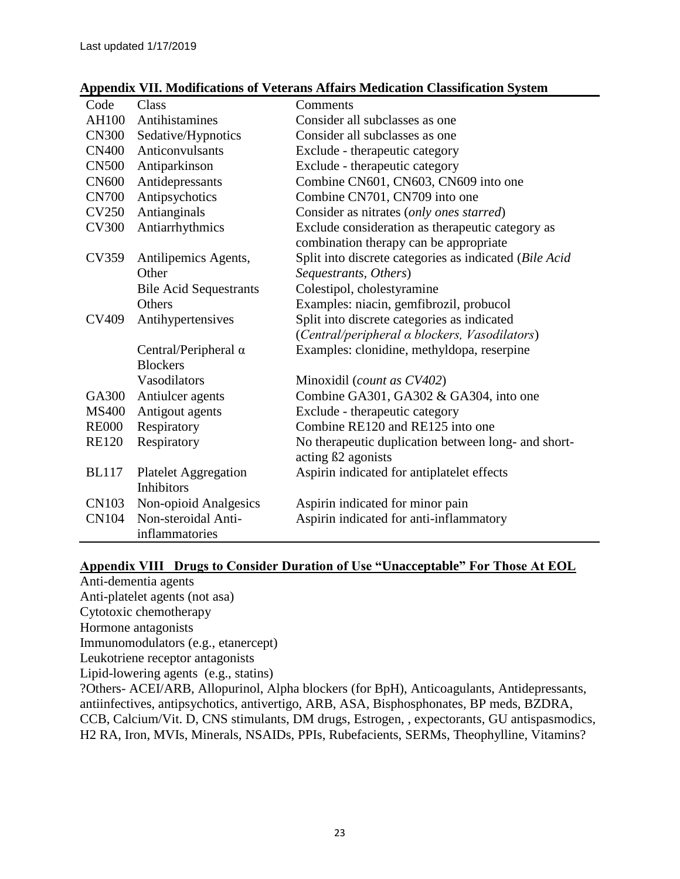Last updated 1/17/2019

**Appendix VII. Modifications of Veterans Affairs Medication Classification System**

| Code | Class | Comments |
|---|---|---|
| AH100 | Antihistamines | Consider all subclasses as one |
| CN300 | Sedative/Hypnotics | Consider all subclasses as one |
| CN400 | Anticonvulsants | Exclude - therapeutic category |
| CN500 | Antiparkinson | Exclude - therapeutic category |
| CN600 | Antidepressants | Combine CN601, CN603, CN609 into one |
| CN700 | Antipsychotics | Combine CN701, CN709 into one |
| CV250 | Antianginals | Consider as nitrates (*only ones starred*) |
| CV300 | Antiarrhythmics | Exclude consideration as therapeutic category as combination therapy can be appropriate |
| CV359 | Antilipemics Agents, Other | Split into discrete categories as indicated (*Bile Acid Sequestrants, Others*) |
| | Bile Acid Sequestrants | Colestipol, cholestyramine |
| | Others | Examples: niacin, gemfibrozil, probucol |
| CV409 | Antihypertensives | Split into discrete categories as indicated (*Central/peripheral α blockers, Vasodilators*) |
| | Central/Peripheral α Blockers | Examples: clonidine, methyldopa, reserpine |
| | Vasodilators | Minoxidil (*count as CV402*) |
| GA300 | Antiulcer agents | Combine GA301, GA302 & GA304, into one |
| MS400 | Antigout agents | Exclude - therapeutic category |
| RE000 | Respiratory | Combine RE120 and RE125 into one |
| RE120 | Respiratory | No therapeutic duplication between long- and short-acting ß2 agonists |
| BL117 | Platelet Aggregation Inhibitors | Aspirin indicated for antiplatelet effects |
| CN103 | Non-opioid Analgesics | Aspirin indicated for minor pain |
| CN104 | Non-steroidal Anti-inflammatories | Aspirin indicated for anti-inflammatory |

**Appendix VIII Drugs to Consider Duration of Use "Unacceptable" For Those At EOL**

Anti-dementia agents
Anti-platelet agents (not asa)
Cytotoxic chemotherapy
Hormone antagonists
Immunomodulators (e.g., etanercept)
Leukotriene receptor antagonists
Lipid-lowering agents (e.g., statins)
?Others- ACEI/ARB, Allopurinol, Alpha blockers (for BpH), Anticoagulants, Antidepressants, antiinfectives, antipsychotics, antivertigo, ARB, ASA, Bisphosphonates, BP meds, BZDRA, CCB, Calcium/Vit. D, CNS stimulants, DM drugs, Estrogen, , expectorants, GU antispasmodics, H2 RA, Iron, MVIs, Minerals, NSAIDs, PPIs, Rubefacients, SERMs, Theophylline, Vitamins?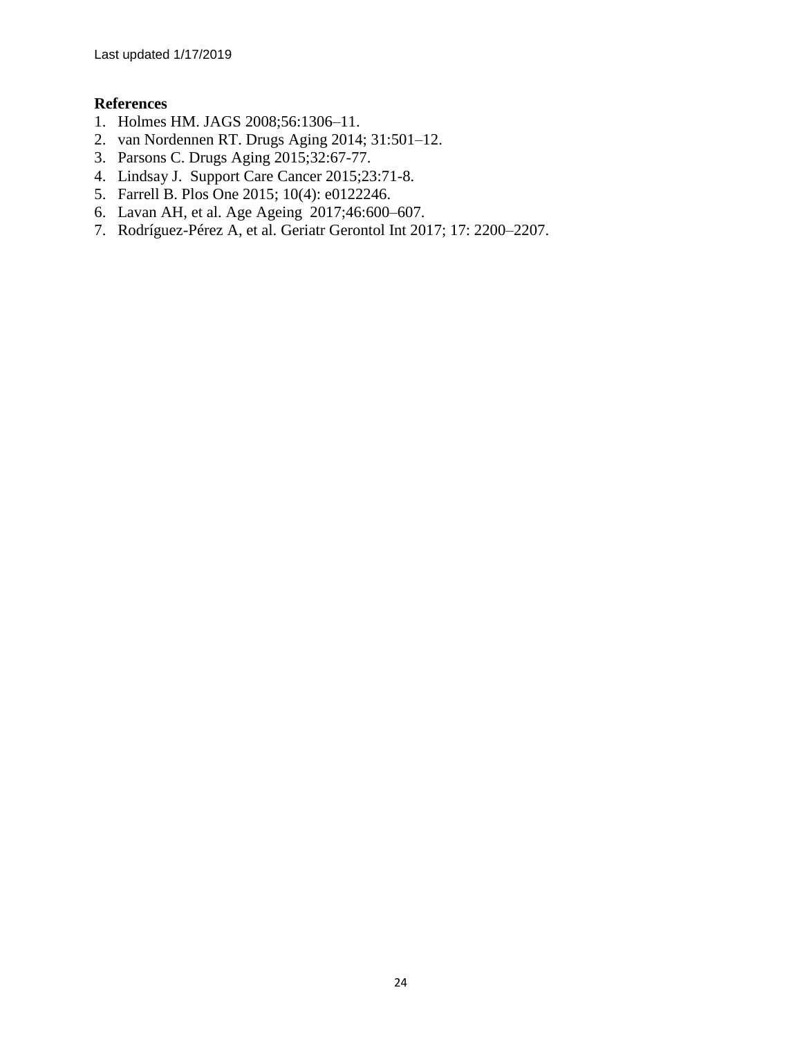**References**

1. Holmes HM. JAGS 2008;56:1306–11.
2. van Nordennen RT. Drugs Aging 2014; 31:501–12.
3. Parsons C. Drugs Aging 2015;32:67-77.
4. Lindsay J. Support Care Cancer 2015;23:71-8.
5. Farrell B. Plos One 2015; 10(4): e0122246.
6. Lavan AH, et al. Age Ageing 2017;46:600–607.
7. Rodríguez-Pérez A, et al. Geriatr Gerontol Int 2017; 17: 2200–2207.